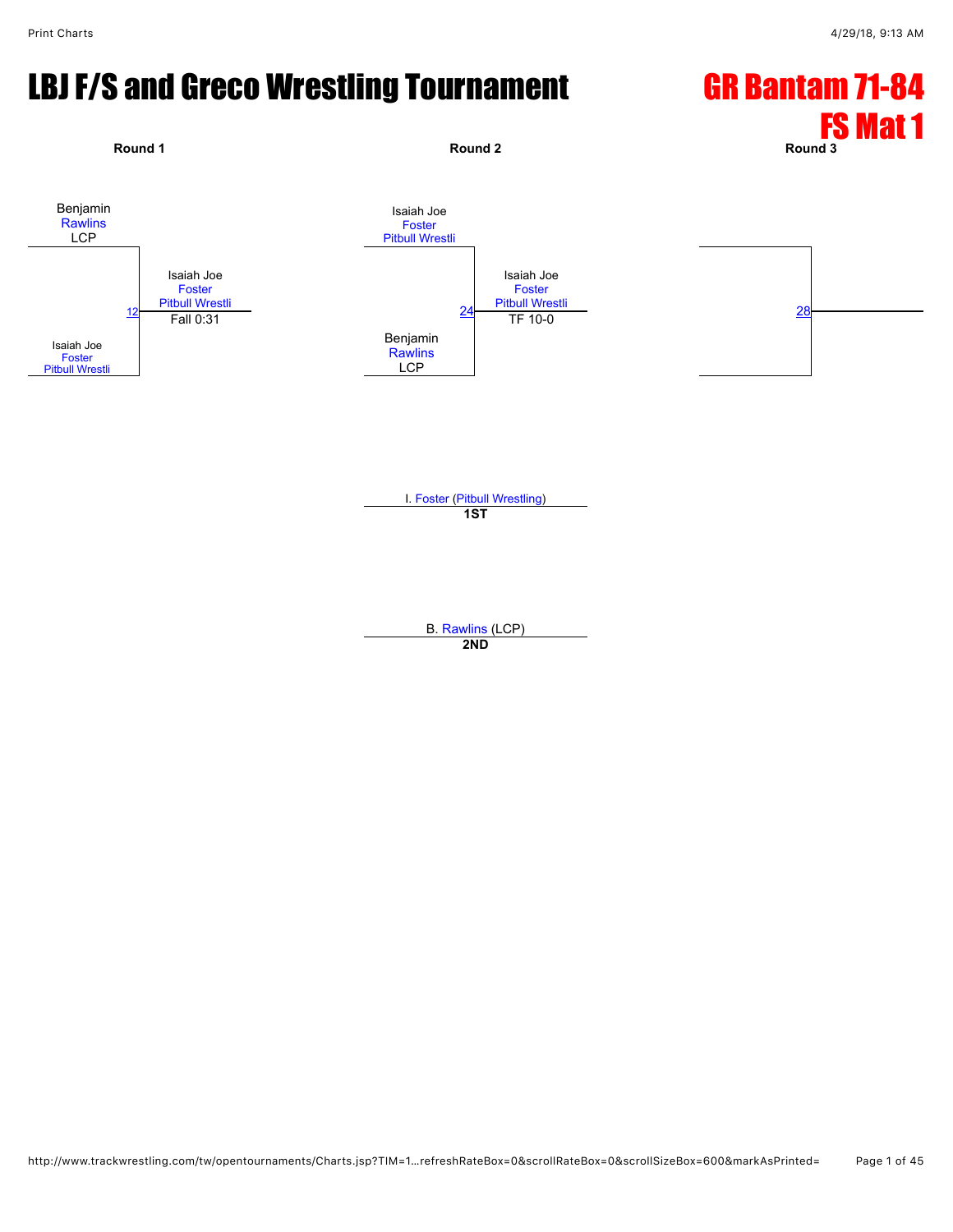# LBJ F/S and Greco Wrestling Tournament

## GR Bantam 71-84 FS Mat 1

**Round 1**

Benjamin Rawlins LCP

Isaiah Joe Foster Pitbull Wrestli

12 — Isaiah Joe Foster Pitbull Wrestli, Fall 0:31

**Round 2**

Isaiah Joe Foster Pitbull Wrestli

Benjamin Rawlins LCP

24 — Isaiah Joe Foster Pitbull Wrestli, TF 10-0

**Round 3**

28

I. Foster (Pitbull Wrestling)
**1ST**

B. Rawlins (LCP)
**2ND**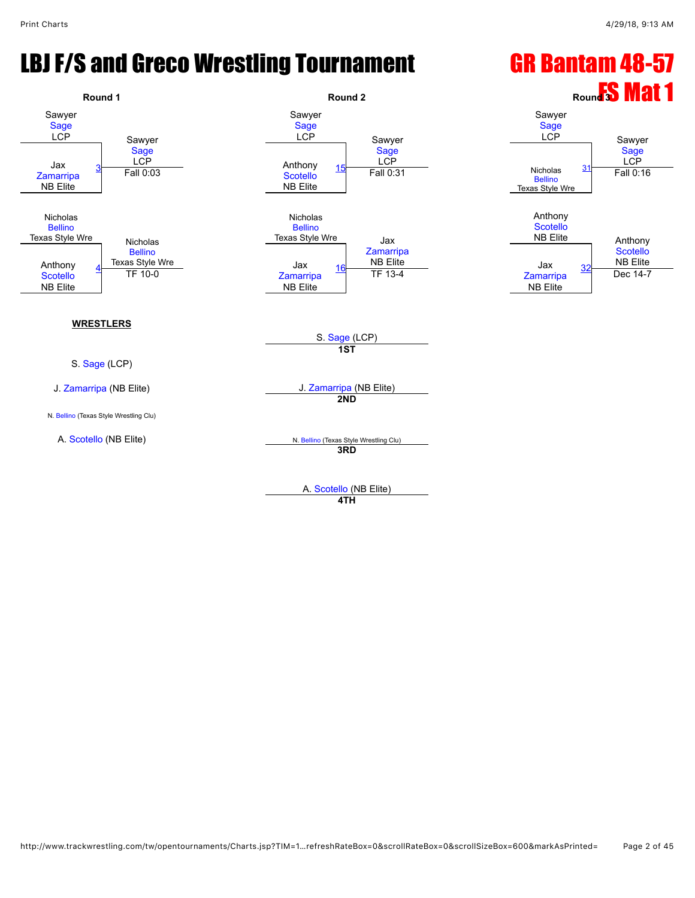# LBJ F/S and Greco Wrestling Tournament

## GR Bantam 48-57

## FS Mat 1

### Round 1

| Wrestler 1 | Wrestler 2 | Bout | Winner | Result |
|---|---|---|---|---|
| Sawyer Sage LCP | Jax Zamarripa NB Elite | 3 | Sawyer Sage LCP | Fall 0:03 |
| Nicholas Bellino Texas Style Wre | Anthony Scotello NB Elite | 4 | Nicholas Bellino Texas Style Wre | TF 10-0 |

### Round 2

| Wrestler 1 | Wrestler 2 | Bout | Winner | Result |
|---|---|---|---|---|
| Sawyer Sage LCP | Anthony Scotello NB Elite | 15 | Sawyer Sage LCP | Fall 0:31 |
| Nicholas Bellino Texas Style Wre | Jax Zamarripa NB Elite | 16 | Jax Zamarripa NB Elite | TF 13-4 |

### Round 3

| Wrestler 1 | Wrestler 2 | Bout | Winner | Result |
|---|---|---|---|---|
| Sawyer Sage LCP | Nicholas Bellino Texas Style Wre | 31 | Sawyer Sage LCP | Fall 0:16 |
| Anthony Scotello NB Elite | Jax Zamarripa NB Elite | 32 | Anthony Scotello NB Elite | Dec 14-7 |

**WRESTLERS**

- S. Sage (LCP)
- J. Zamarripa (NB Elite)
- N. Bellino (Texas Style Wrestling Clu)
- A. Scotello (NB Elite)

**1ST** S. Sage (LCP)

**2ND** J. Zamarripa (NB Elite)

**3RD** N. Bellino (Texas Style Wrestling Clu)

**4TH** A. Scotello (NB Elite)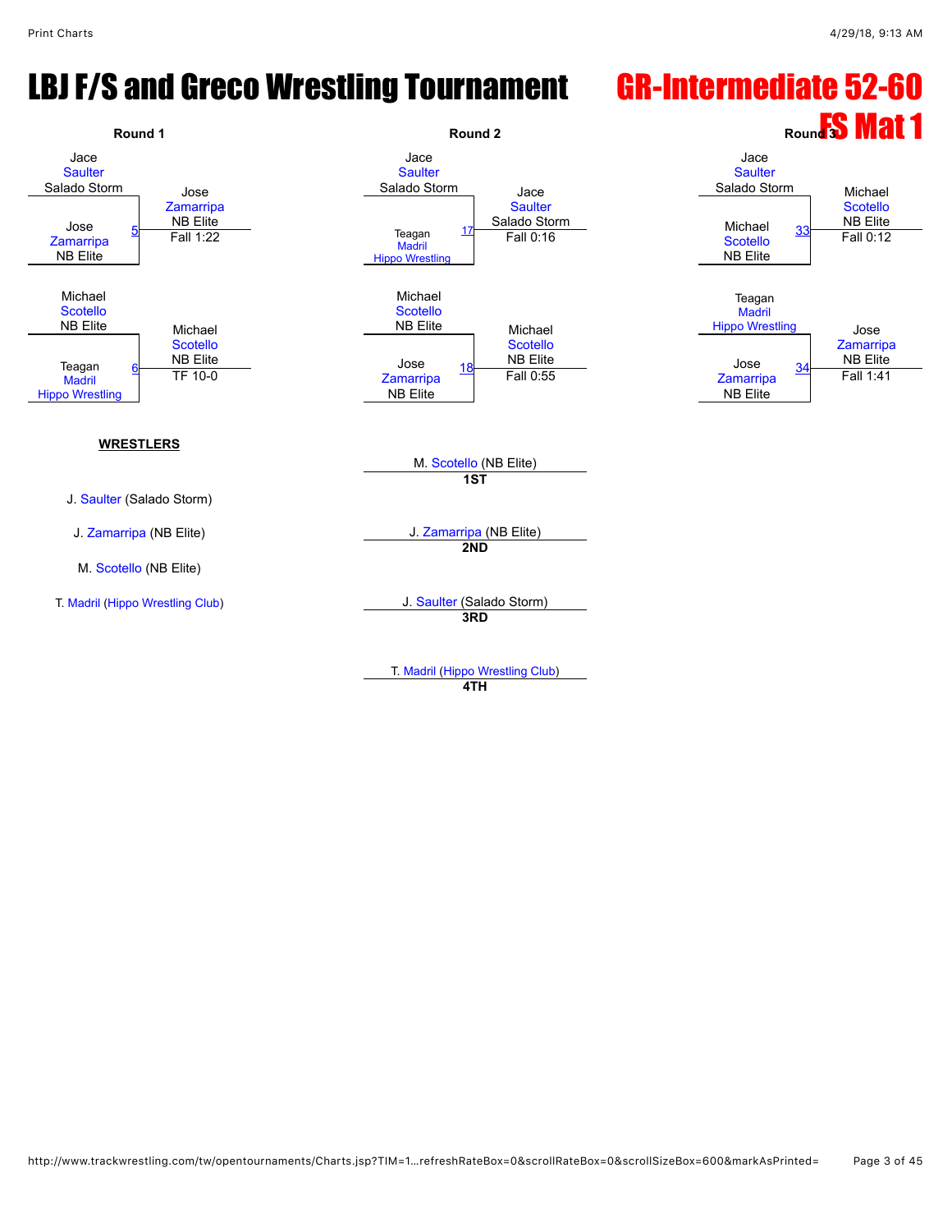# LBJ F/S and Greco Wrestling Tournament

## GR-Intermediate 52-60

## FS Mat 1

### Round 1

| Match | Wrestler 1 | Wrestler 2 | Winner | Result |
| --- | --- | --- | --- | --- |
| 5 | Jace Saulter (Salado Storm) | Jose Zamarripa (NB Elite) | Jose Zamarripa (NB Elite) | Fall 1:22 |
| 6 | Michael Scotello (NB Elite) | Teagan Madril (Hippo Wrestling) | Michael Scotello (NB Elite) | TF 10-0 |

### Round 2

| Match | Wrestler 1 | Wrestler 2 | Winner | Result |
| --- | --- | --- | --- | --- |
| 17 | Jace Saulter (Salado Storm) | Teagan Madril (Hippo Wrestling) | Jace Saulter (Salado Storm) | Fall 0:16 |
| 18 | Michael Scotello (NB Elite) | Jose Zamarripa (NB Elite) | Michael Scotello (NB Elite) | Fall 0:55 |

### Round 3

| Match | Wrestler 1 | Wrestler 2 | Winner | Result |
| --- | --- | --- | --- | --- |
| 33 | Jace Saulter (Salado Storm) | Michael Scotello (NB Elite) | Michael Scotello (NB Elite) | Fall 0:12 |
| 34 | Teagan Madril (Hippo Wrestling) | Jose Zamarripa (NB Elite) | Jose Zamarripa (NB Elite) | Fall 1:41 |

**WRESTLERS**

- J. Saulter (Salado Storm)
- J. Zamarripa (NB Elite)
- M. Scotello (NB Elite)
- T. Madril (Hippo Wrestling Club)

**Placements**

| Place | Wrestler |
| --- | --- |
| 1ST | M. Scotello (NB Elite) |
| 2ND | J. Zamarripa (NB Elite) |
| 3RD | J. Saulter (Salado Storm) |
| 4TH | T. Madril (Hippo Wrestling Club) |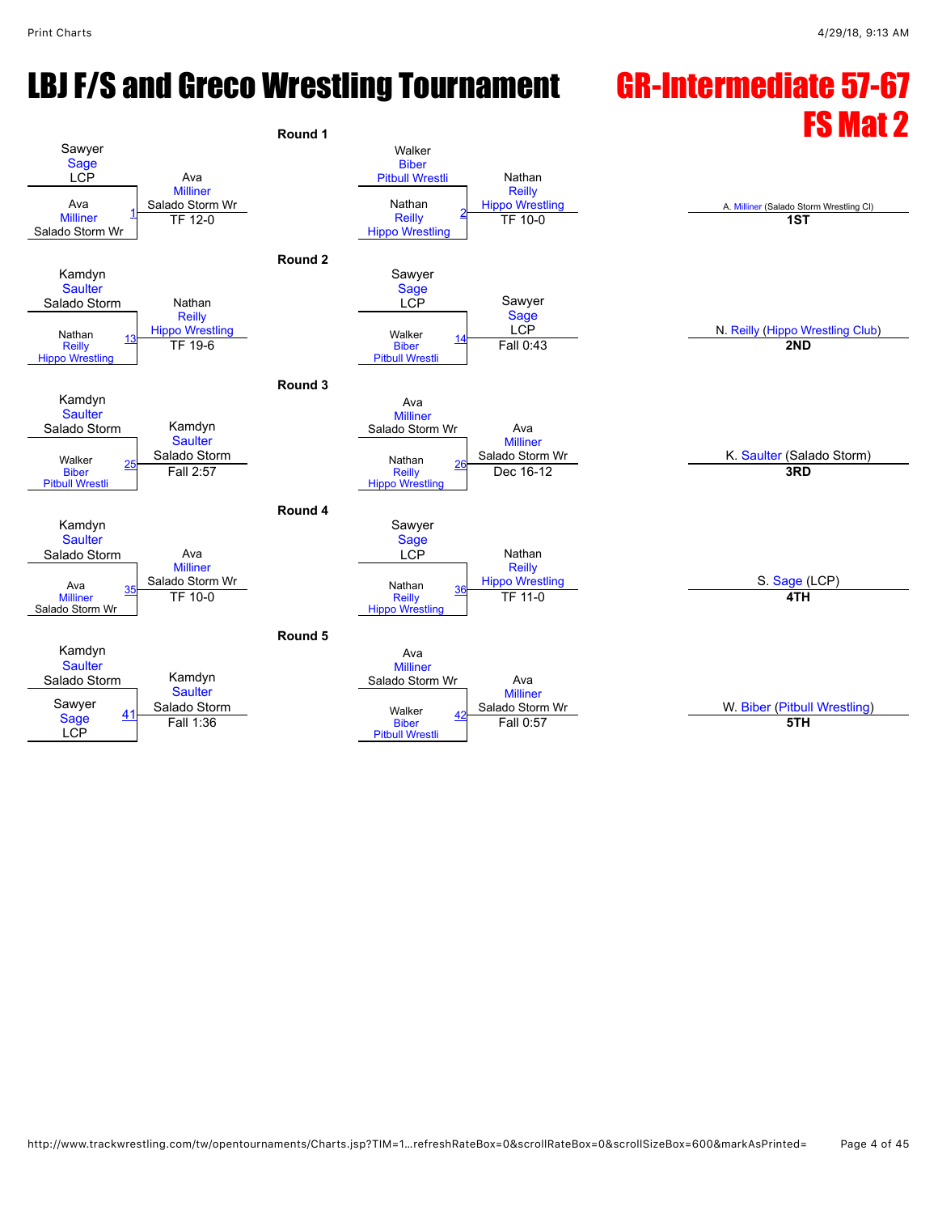# LBJ F/S and Greco Wrestling Tournament

## GR-Intermediate 57-67
## FS Mat 2

### Round 1

| Wrestler 1 | Wrestler 2 | Bout | Winner | Result |
|---|---|---|---|---|
| Sawyer Sage LCP | Ava Milliner Salado Storm Wr | 1 | Ava Milliner Salado Storm Wr | TF 12-0 |
| Walker Biber Pitbull Wrestli | Nathan Reilly Hippo Wrestling | 2 | Nathan Reilly Hippo Wrestling | TF 10-0 |

### Round 2

| Wrestler 1 | Wrestler 2 | Bout | Winner | Result |
|---|---|---|---|---|
| Kamdyn Saulter Salado Storm | Nathan Reilly Hippo Wrestling | 13 | Nathan Reilly Hippo Wrestling | TF 19-6 |
| Sawyer Sage LCP | Walker Biber Pitbull Wrestli | 14 | Sawyer Sage LCP | Fall 0:43 |

### Round 3

| Wrestler 1 | Wrestler 2 | Bout | Winner | Result |
|---|---|---|---|---|
| Kamdyn Saulter Salado Storm | Walker Biber Pitbull Wrestli | 25 | Kamdyn Saulter Salado Storm | Fall 2:57 |
| Ava Milliner Salado Storm Wr | Nathan Reilly Hippo Wrestling | 26 | Ava Milliner Salado Storm Wr | Dec 16-12 |

### Round 4

| Wrestler 1 | Wrestler 2 | Bout | Winner | Result |
|---|---|---|---|---|
| Kamdyn Saulter Salado Storm | Ava Milliner Salado Storm Wr | 35 | Ava Milliner Salado Storm Wr | TF 10-0 |
| Sawyer Sage LCP | Nathan Reilly Hippo Wrestling | 36 | Nathan Reilly Hippo Wrestling | TF 11-0 |

### Round 5

| Wrestler 1 | Wrestler 2 | Bout | Winner | Result |
|---|---|---|---|---|
| Kamdyn Saulter Salado Storm | Sawyer Sage LCP | 41 | Kamdyn Saulter Salado Storm | Fall 1:36 |
| Ava Milliner Salado Storm Wr | Walker Biber Pitbull Wrestli | 42 | Ava Milliner Salado Storm Wr | Fall 0:57 |

### Placings

| Place | Wrestler |
|---|---|
| 1ST | A. Milliner (Salado Storm Wrestling Cl) |
| 2ND | N. Reilly (Hippo Wrestling Club) |
| 3RD | K. Saulter (Salado Storm) |
| 4TH | S. Sage (LCP) |
| 5TH | W. Biber (Pitbull Wrestling) |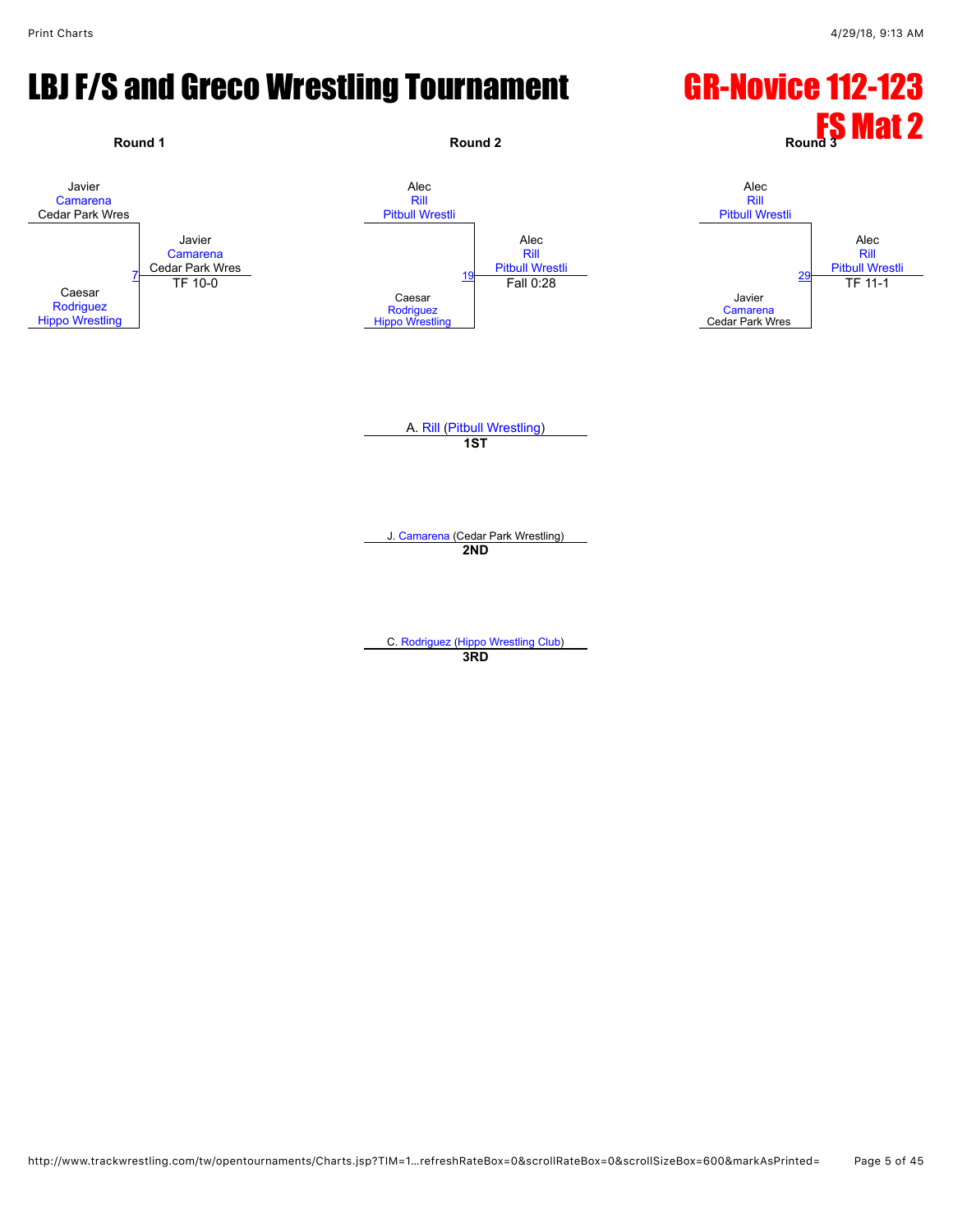# LBJ F/S and Greco Wrestling Tournament

## GR-Novice 112-123 FS Mat 2

### Round 1

Javier Camarena, Cedar Park Wres
vs.
Caesar Rodriguez, Hippo Wrestling

Match 7 — Winner: Javier Camarena, Cedar Park Wres — TF 10-0

### Round 2

Alec Rill, Pitbull Wrestli
vs.
Caesar Rodriguez, Hippo Wrestling

Match 19 — Winner: Alec Rill, Pitbull Wrestli — Fall 0:28

### Round 3

Alec Rill, Pitbull Wrestli
vs.
Javier Camarena, Cedar Park Wres

Match 29 — Winner: Alec Rill, Pitbull Wrestli — TF 11-1

### Placings

**1ST**: A. Rill (Pitbull Wrestling)

**2ND**: J. Camarena (Cedar Park Wrestling)

**3RD**: C. Rodriguez (Hippo Wrestling Club)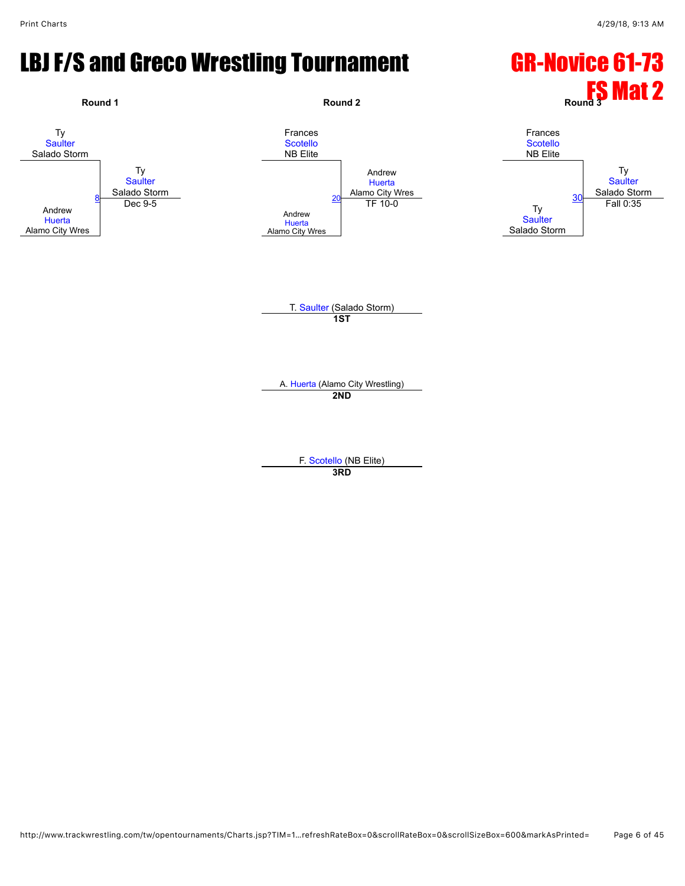# LBJ F/S and Greco Wrestling Tournament

## GR-Novice 61-73
## FS Mat 2

**Round 1**

Ty Saulter, Salado Storm
vs.
Andrew Huerta, Alamo City Wres

Match 8 — Winner: Ty Saulter, Salado Storm — Dec 9-5

**Round 2**

Frances Scotello, NB Elite
vs.
Andrew Huerta, Alamo City Wres

Match 20 — Winner: Andrew Huerta, Alamo City Wres — TF 10-0

**Round 3**

Frances Scotello, NB Elite
vs.
Ty Saulter, Salado Storm

Match 30 — Winner: Ty Saulter, Salado Storm — Fall 0:35

---

T. Saulter (Salado Storm)
**1ST**

A. Huerta (Alamo City Wrestling)
**2ND**

F. Scotello (NB Elite)
**3RD**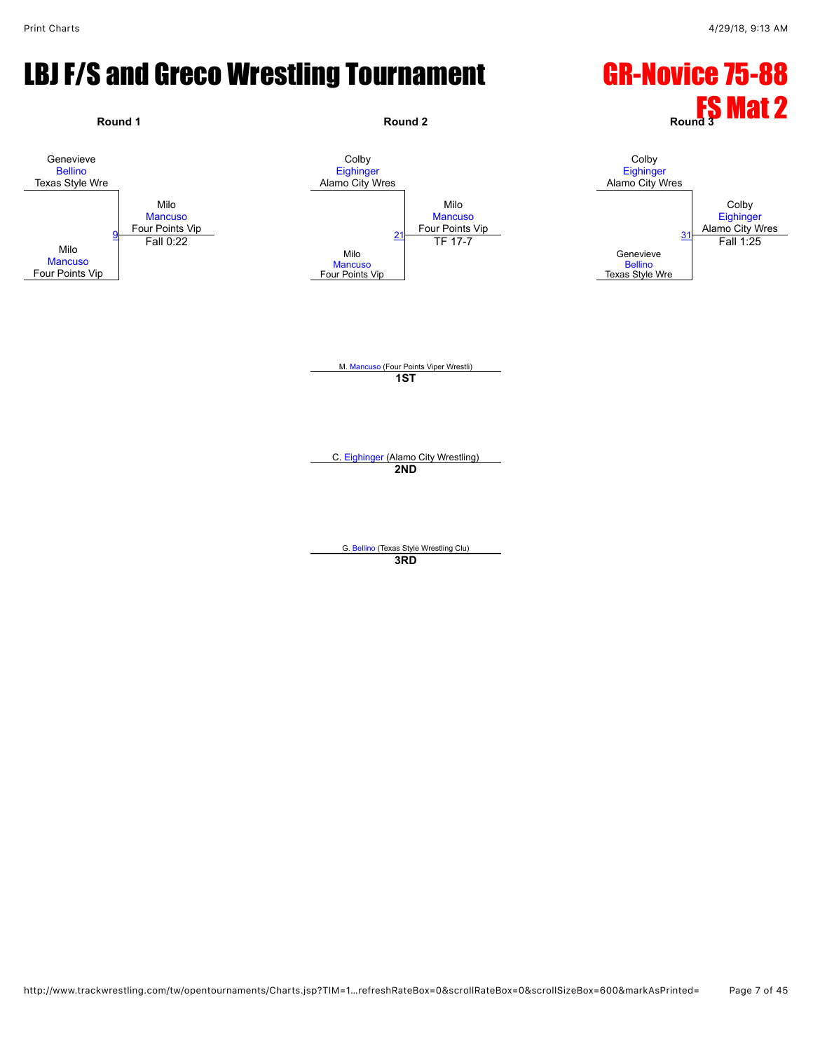# LBJ F/S and Greco Wrestling Tournament

## GR-Novice 75-88
## FS Mat 2

### Round 1

Genevieve Bellino, Texas Style Wre
vs.
Milo Mancuso, Four Points Vip

Bout 9 — Winner: Milo Mancuso, Four Points Vip — Fall 0:22

### Round 2

Colby Eighinger, Alamo City Wres
vs.
Milo Mancuso, Four Points Vip

Bout 21 — Winner: Milo Mancuso, Four Points Vip — TF 17-7

### Round 3

Colby Eighinger, Alamo City Wres
vs.
Genevieve Bellino, Texas Style Wre

Bout 31 — Winner: Colby Eighinger, Alamo City Wres — Fall 1:25

### Placements

**1ST**: M. Mancuso (Four Points Viper Wrestli)

**2ND**: C. Eighinger (Alamo City Wrestling)

**3RD**: G. Bellino (Texas Style Wrestling Clu)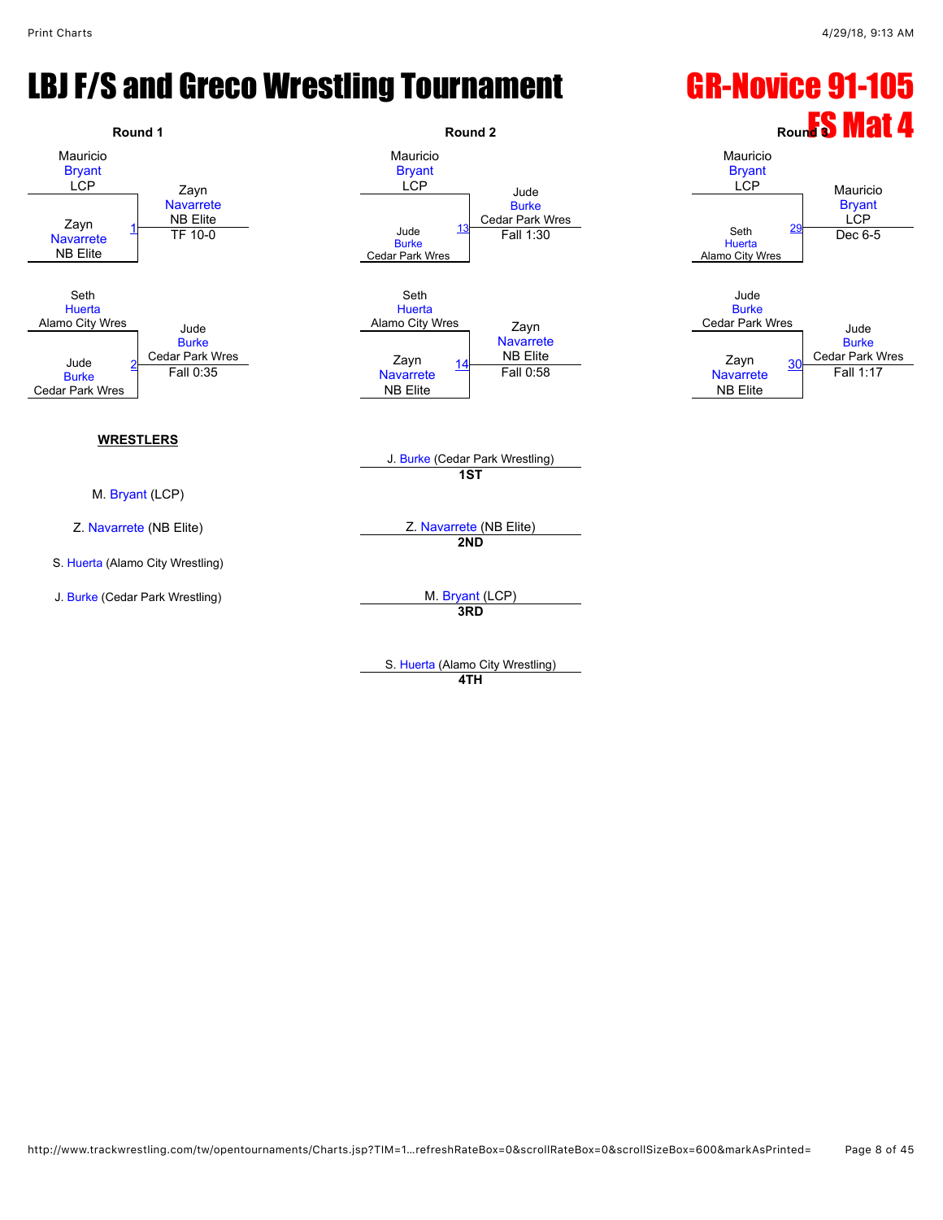# LBJ F/S and Greco Wrestling Tournament

## GR-Novice 91-105

## FS Mat 4

### Round 1

| Match | Wrestler 1 | Wrestler 2 | Winner | Result |
|---|---|---|---|---|
| 1 | Mauricio Bryant (LCP) | Zayn Navarrete (NB Elite) | Zayn Navarrete (NB Elite) | TF 10-0 |
| 2 | Seth Huerta (Alamo City Wres) | Jude Burke (Cedar Park Wres) | Jude Burke (Cedar Park Wres) | Fall 0:35 |

### Round 2

| Match | Wrestler 1 | Wrestler 2 | Winner | Result |
|---|---|---|---|---|
| 13 | Mauricio Bryant (LCP) | Jude Burke (Cedar Park Wres) | Jude Burke (Cedar Park Wres) | Fall 1:30 |
| 14 | Seth Huerta (Alamo City Wres) | Zayn Navarrete (NB Elite) | Zayn Navarrete (NB Elite) | Fall 0:58 |

### Round 3

| Match | Wrestler 1 | Wrestler 2 | Winner | Result |
|---|---|---|---|---|
| 29 | Mauricio Bryant (LCP) | Seth Huerta (Alamo City Wres) | Mauricio Bryant (LCP) | Dec 6-5 |
| 30 | Jude Burke (Cedar Park Wres) | Zayn Navarrete (NB Elite) | Jude Burke (Cedar Park Wres) | Fall 1:17 |

**WRESTLERS**

M. Bryant (LCP)

Z. Navarrete (NB Elite)

S. Huerta (Alamo City Wrestling)

J. Burke (Cedar Park Wrestling)

**Placements**

- **1ST**: J. Burke (Cedar Park Wrestling)
- **2ND**: Z. Navarrete (NB Elite)
- **3RD**: M. Bryant (LCP)
- **4TH**: S. Huerta (Alamo City Wrestling)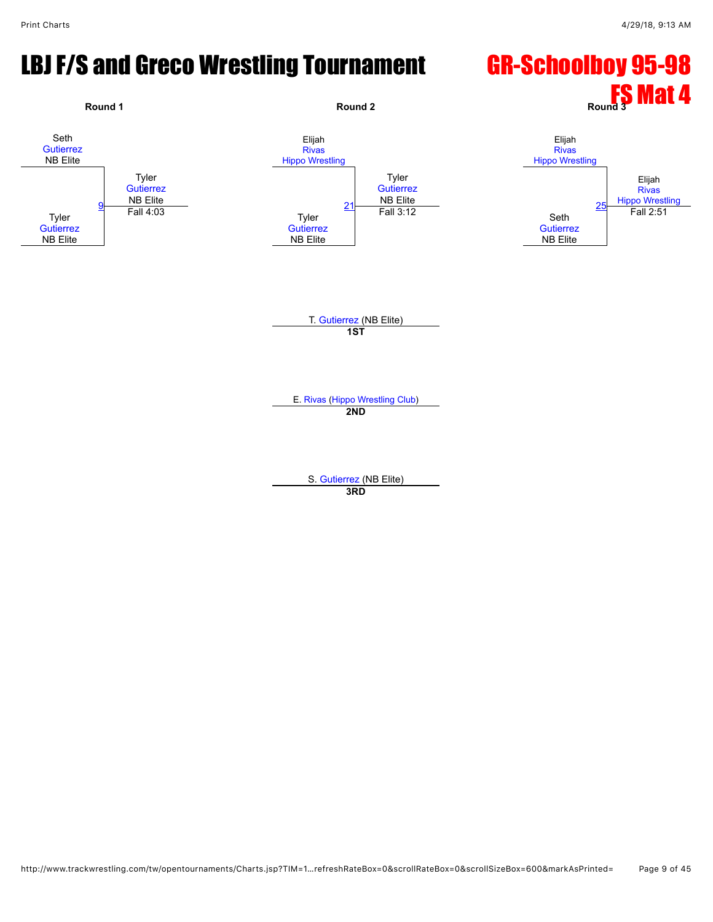# LBJ F/S and Greco Wrestling Tournament

## GR-Schoolboy 95-98

## FS Mat 4

### Round 1

Seth Gutierrez, NB Elite
vs.
Tyler Gutierrez, NB Elite

Bout 9 — Winner: Tyler Gutierrez, NB Elite — Fall 4:03

### Round 2

Elijah Rivas, Hippo Wrestling
vs.
Tyler Gutierrez, NB Elite

Bout 21 — Winner: Tyler Gutierrez, NB Elite — Fall 3:12

### Round 3

Elijah Rivas, Hippo Wrestling
vs.
Seth Gutierrez, NB Elite

Bout 25 — Winner: Elijah Rivas, Hippo Wrestling — Fall 2:51

---

T. Gutierrez (NB Elite)
**1ST**

E. Rivas (Hippo Wrestling Club)
**2ND**

S. Gutierrez (NB Elite)
**3RD**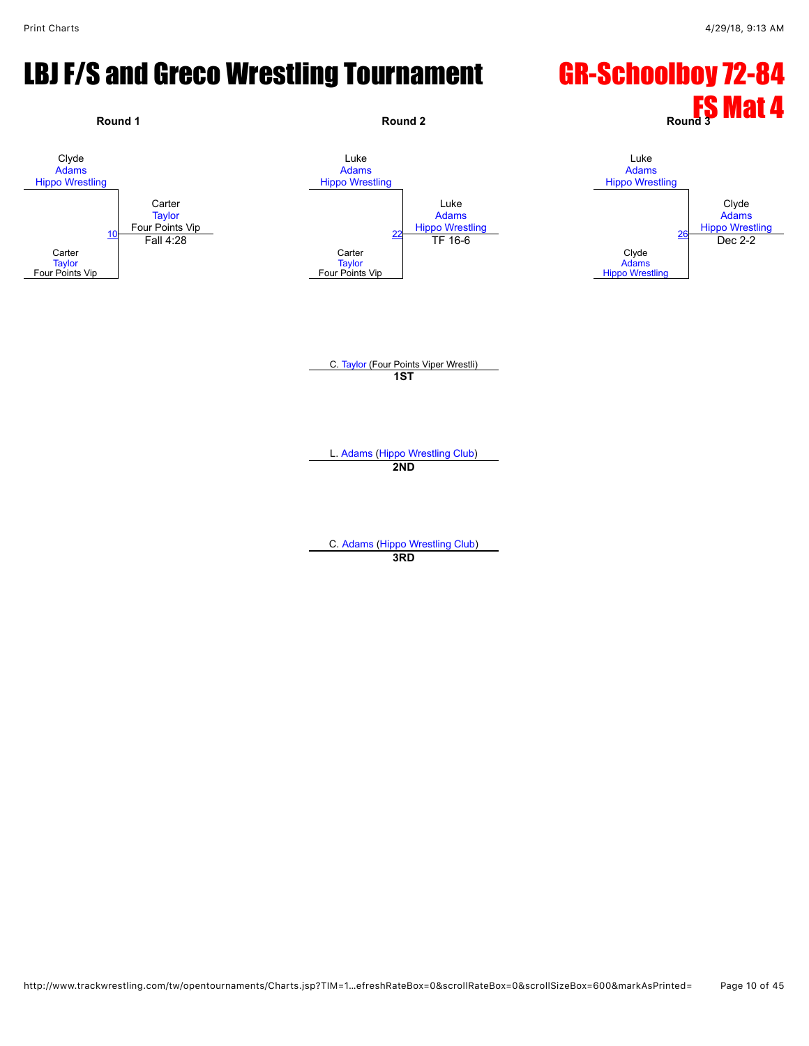# LBJ F/S and Greco Wrestling Tournament

## GR-Schoolboy 72-84
## FS Mat 4

### Round 1

Clyde Adams, Hippo Wrestling
vs.
Carter Taylor, Four Points Vip

Bout 10 — Winner: Carter Taylor (Four Points Vip) — Fall 4:28

### Round 2

Luke Adams, Hippo Wrestling
vs.
Carter Taylor, Four Points Vip

Bout 22 — Winner: Luke Adams (Hippo Wrestling) — TF 16-6

### Round 3

Luke Adams, Hippo Wrestling
vs.
Clyde Adams, Hippo Wrestling

Bout 26 — Winner: Clyde Adams (Hippo Wrestling) — Dec 2-2

### Placings

**1ST**: C. Taylor (Four Points Viper Wrestli)

**2ND**: L. Adams (Hippo Wrestling Club)

**3RD**: C. Adams (Hippo Wrestling Club)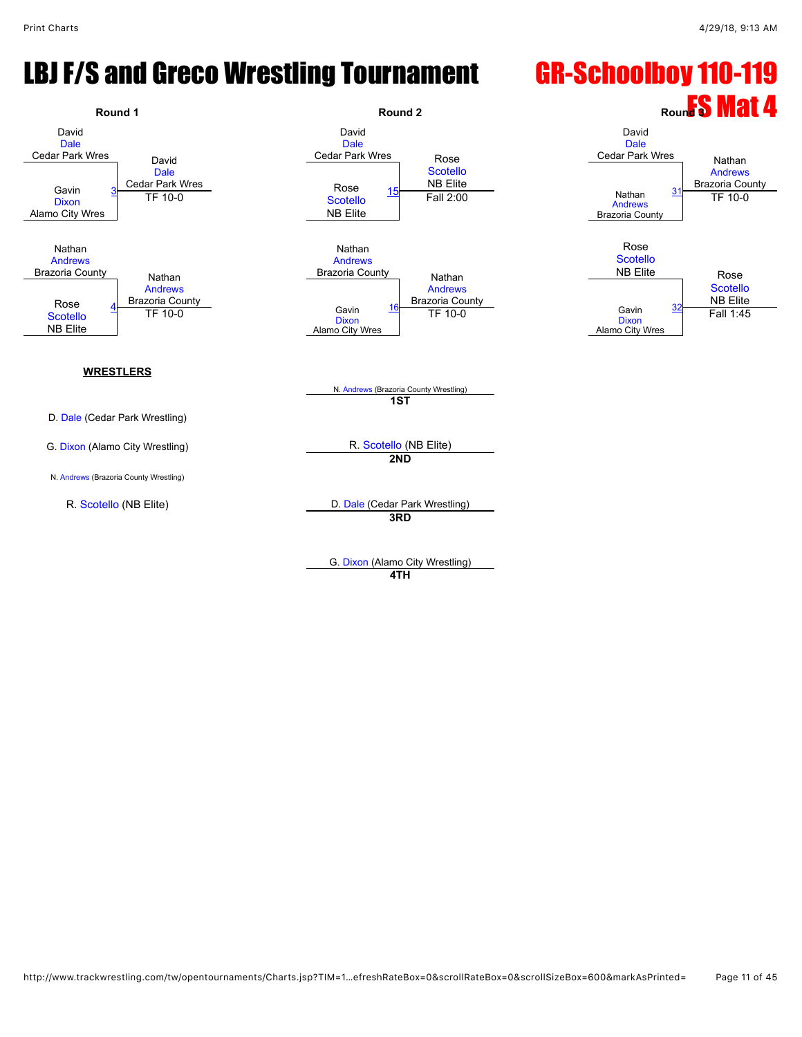# LBJ F/S and Greco Wrestling Tournament

# GR-Schoolboy 110-119

# FS Mat 4

## Round 1

| Match | Wrestler 1 | Wrestler 2 | Winner | Result |
|---|---|---|---|---|
| 3 | David Dale (Cedar Park Wres) | Gavin Dixon (Alamo City Wres) | David Dale (Cedar Park Wres) | TF 10-0 |
| 4 | Nathan Andrews (Brazoria County) | Rose Scotello (NB Elite) | Nathan Andrews (Brazoria County) | TF 10-0 |

## Round 2

| Match | Wrestler 1 | Wrestler 2 | Winner | Result |
|---|---|---|---|---|
| 15 | David Dale (Cedar Park Wres) | Rose Scotello (NB Elite) | Rose Scotello (NB Elite) | Fall 2:00 |
| 16 | Nathan Andrews (Brazoria County) | Gavin Dixon (Alamo City Wres) | Nathan Andrews (Brazoria County) | TF 10-0 |

## Round 3

| Match | Wrestler 1 | Wrestler 2 | Winner | Result |
|---|---|---|---|---|
| 31 | David Dale (Cedar Park Wres) | Nathan Andrews (Brazoria County) | Nathan Andrews (Brazoria County) | TF 10-0 |
| 32 | Rose Scotello (NB Elite) | Gavin Dixon (Alamo City Wres) | Rose Scotello (NB Elite) | Fall 1:45 |

### WRESTLERS

- D. Dale (Cedar Park Wrestling)
- G. Dixon (Alamo City Wrestling)
- N. Andrews (Brazoria County Wrestling)
- R. Scotello (NB Elite)

### Placements

- **1ST**: N. Andrews (Brazoria County Wrestling)
- **2ND**: R. Scotello (NB Elite)
- **3RD**: D. Dale (Cedar Park Wrestling)
- **4TH**: G. Dixon (Alamo City Wrestling)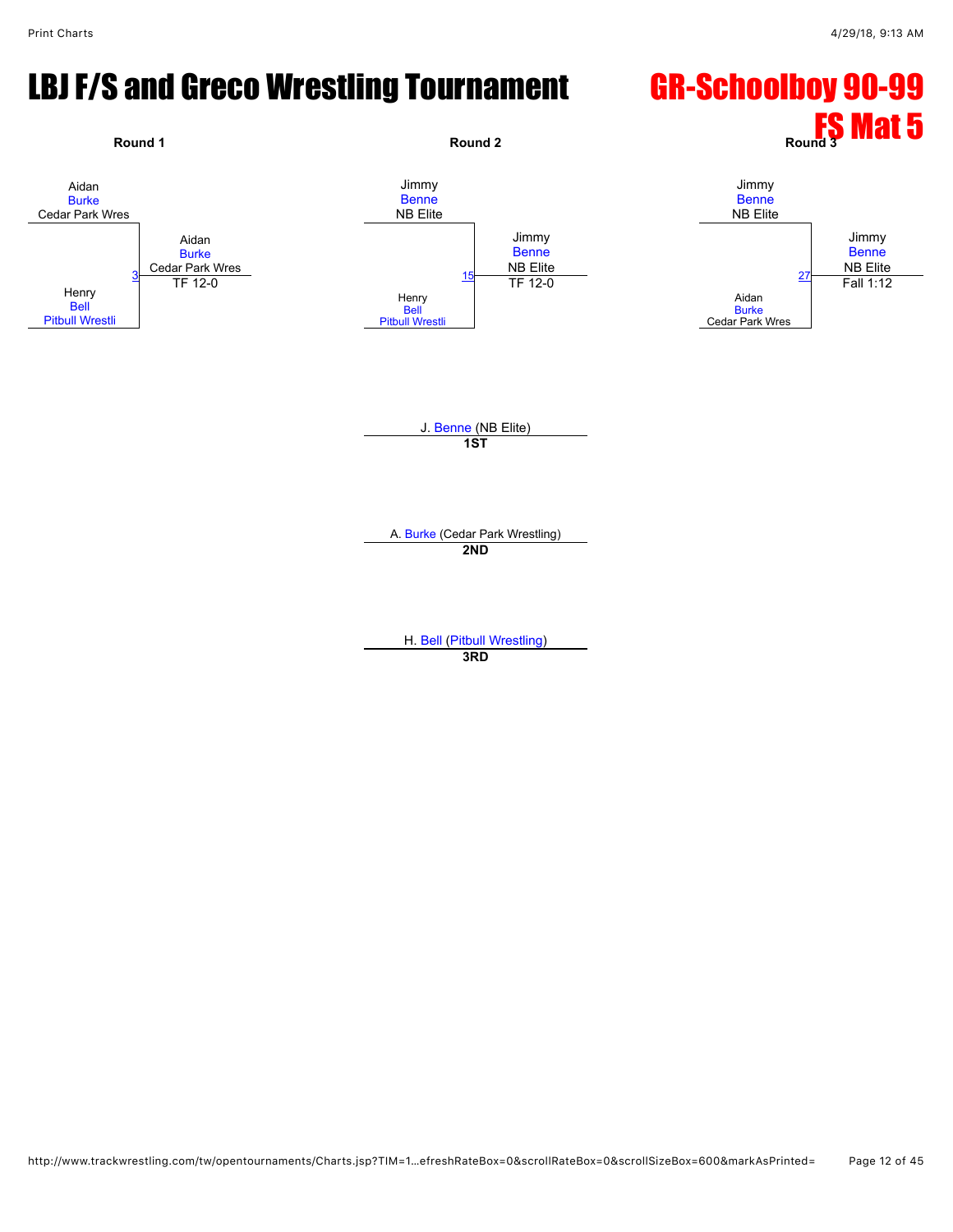# LBJ F/S and Greco Wrestling Tournament

## GR-Schoolboy 90-99

## FS Mat 5

### Round 1

Aidan Burke, Cedar Park Wres
vs.
Henry Bell, Pitbull Wrestli

Match 3 — Winner: Aidan Burke, Cedar Park Wres — TF 12-0

### Round 2

Jimmy Benne, NB Elite
vs.
Henry Bell, Pitbull Wrestli

Match 15 — Winner: Jimmy Benne, NB Elite — TF 12-0

### Round 3

Jimmy Benne, NB Elite
vs.
Aidan Burke, Cedar Park Wres

Match 27 — Winner: Jimmy Benne, NB Elite — Fall 1:12

### Placements

J. Benne (NB Elite)
**1ST**

A. Burke (Cedar Park Wrestling)
**2ND**

H. Bell (Pitbull Wrestling)
**3RD**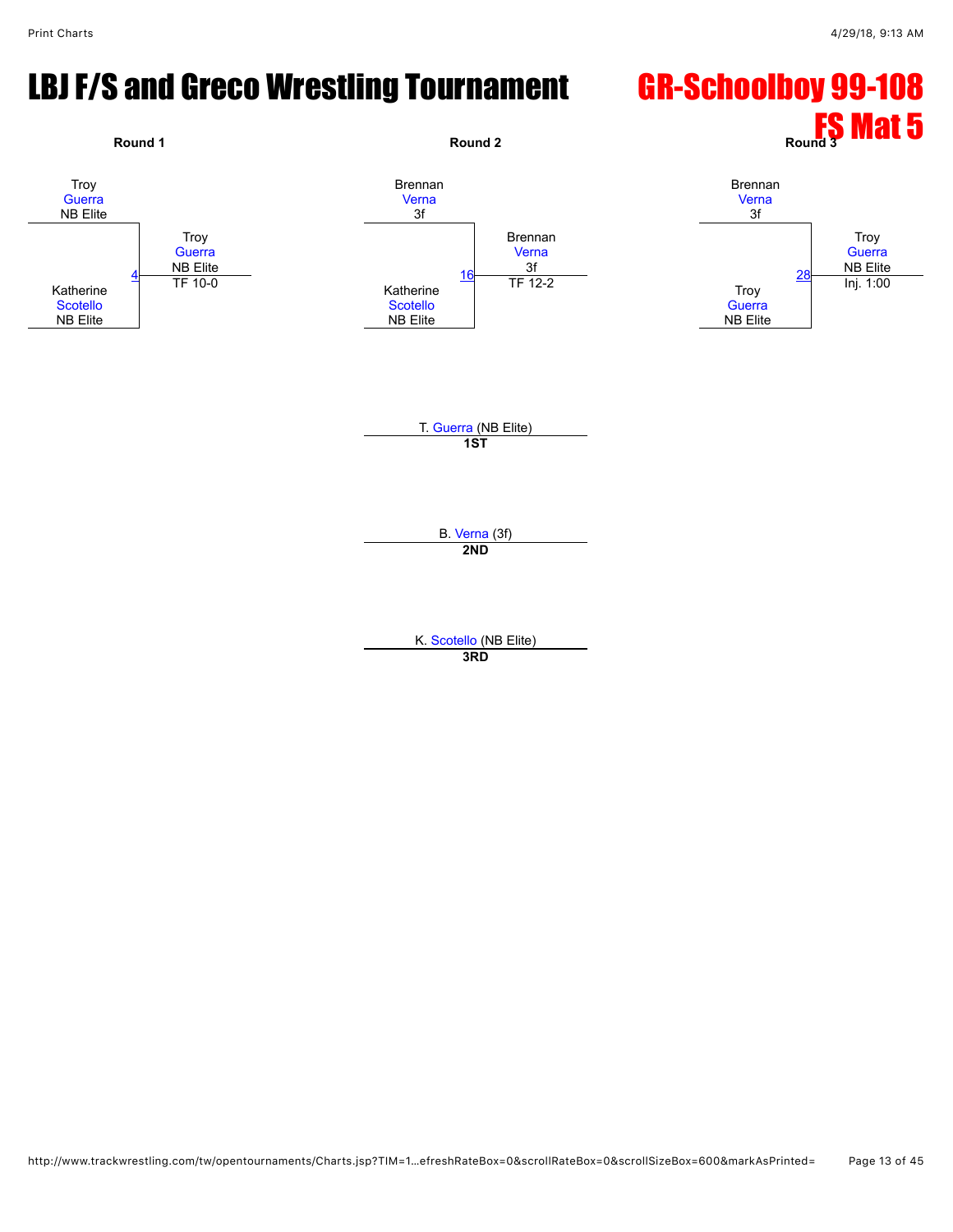# LBJ F/S and Greco Wrestling Tournament

## GR-Schoolboy 99-108 FS Mat 5

### Round 1

Troy Guerra, NB Elite
vs.
Katherine Scotello, NB Elite

Match 4 — Winner: Troy Guerra, NB Elite — TF 10-0

### Round 2

Brennan Verna, 3f
vs.
Katherine Scotello, NB Elite

Match 16 — Winner: Brennan Verna, 3f — TF 12-2

### Round 3

Brennan Verna, 3f
vs.
Troy Guerra, NB Elite

Match 28 — Winner: Troy Guerra, NB Elite — Inj. 1:00

### Placings

T. Guerra (NB Elite)
**1ST**

B. Verna (3f)
**2ND**

K. Scotello (NB Elite)
**3RD**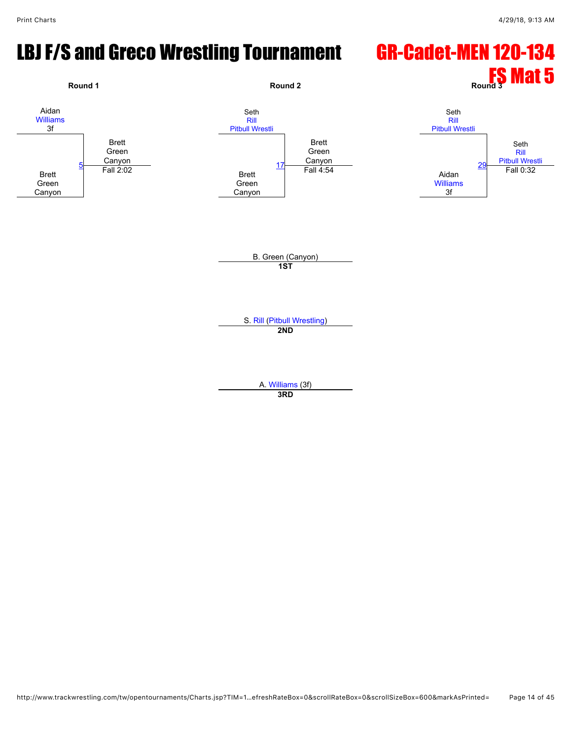# LBJ F/S and Greco Wrestling Tournament

## GR-Cadet-MEN 120-134

## FS Mat 5

**Round 1**

Aidan Williams (3f) vs. Brett Green (Canyon) — Match 5
Winner: Brett Green (Canyon), Fall 2:02

**Round 2**

Seth Rill (Pitbull Wrestli) vs. Brett Green (Canyon) — Match 17
Winner: Brett Green (Canyon), Fall 4:54

**Round 3**

Seth Rill (Pitbull Wrestli) vs. Aidan Williams (3f) — Match 29
Winner: Seth Rill (Pitbull Wrestli), Fall 0:32

**1ST**: B. Green (Canyon)

**2ND**: S. Rill (Pitbull Wrestling)

**3RD**: A. Williams (3f)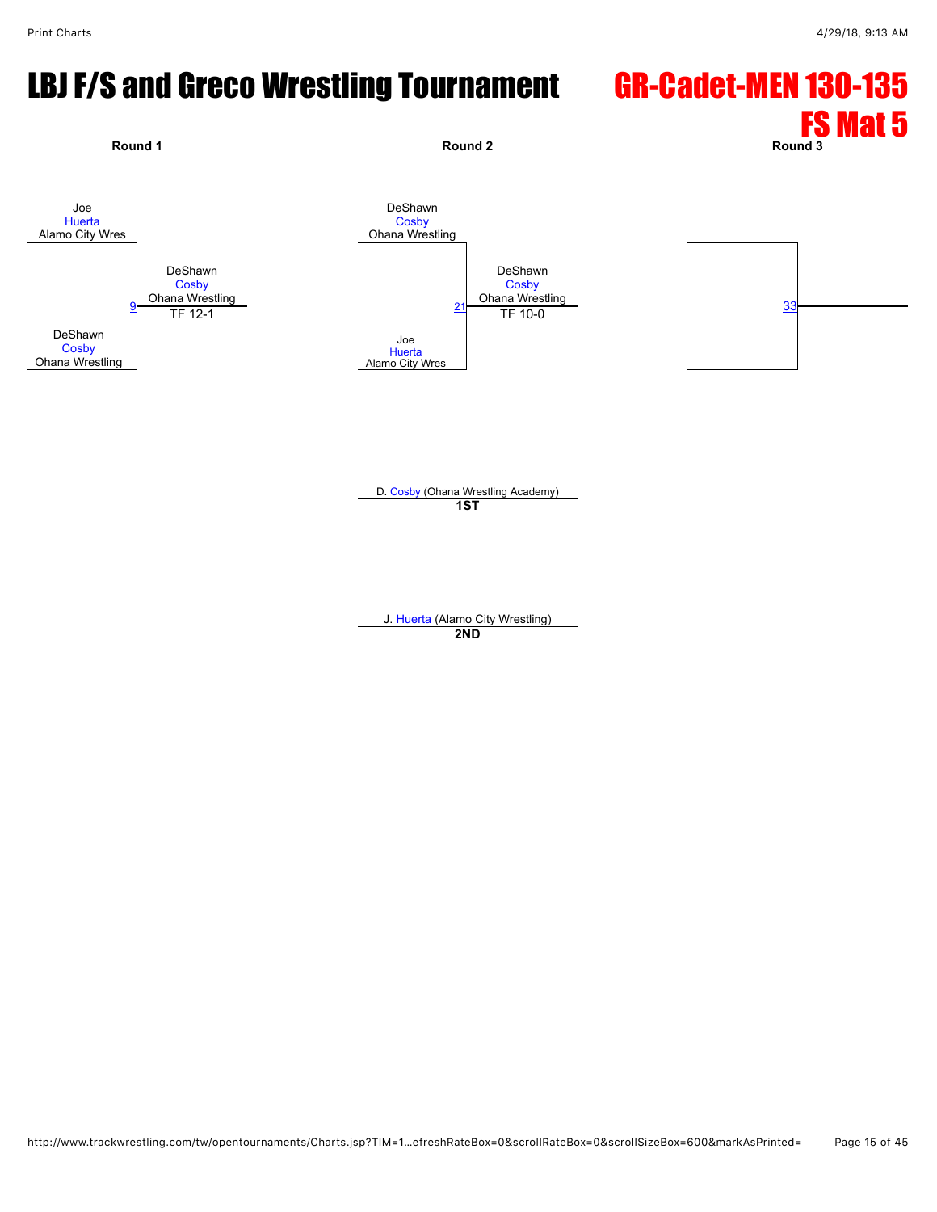# LBJ F/S and Greco Wrestling Tournament

## GR-Cadet-MEN 130-135

## FS Mat 5

**Round 1**

Joe Huerta, Alamo City Wres

DeShawn Cosby, Ohana Wrestling

Match 9 — DeShawn Cosby, Ohana Wrestling — TF 12-1

**Round 2**

DeShawn Cosby, Ohana Wrestling

Joe Huerta, Alamo City Wres

Match 21 — DeShawn Cosby, Ohana Wrestling — TF 10-0

**Round 3**

Match 33

D. Cosby (Ohana Wrestling Academy)
**1ST**

J. Huerta (Alamo City Wrestling)
**2ND**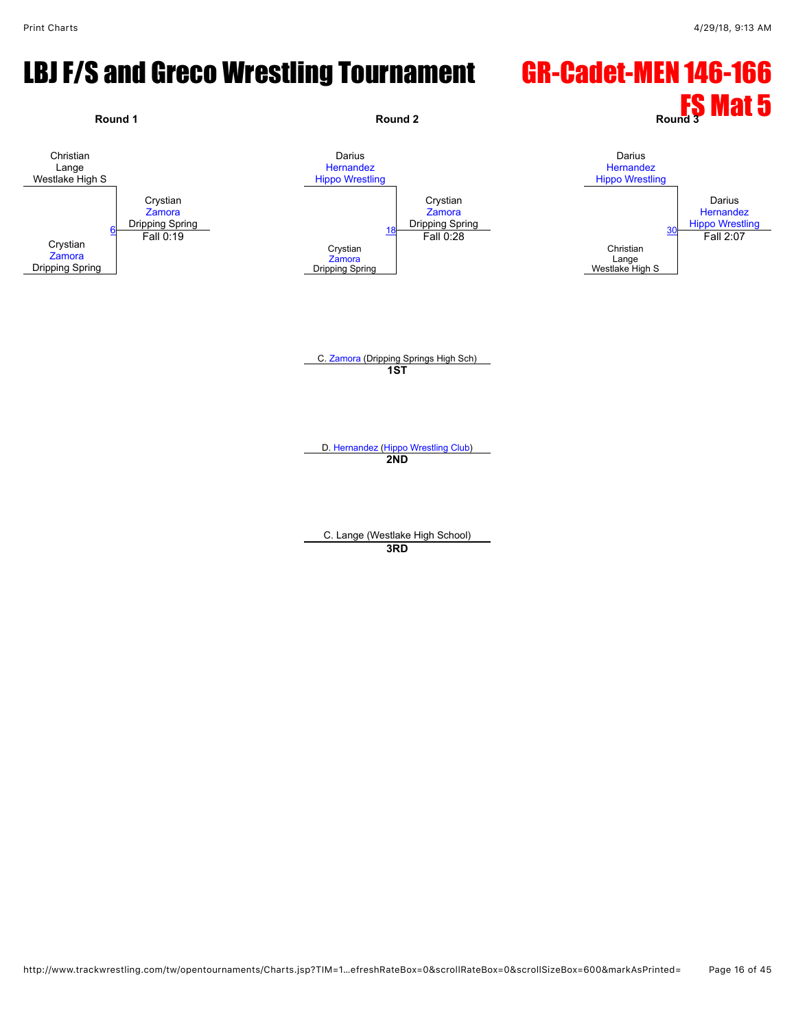# LBJ F/S and Greco Wrestling Tournament

## GR-Cadet-MEN 146-166

## FS Mat 5

### Round 1

Christian Lange, Westlake High S

vs.

Crystian Zamora, Dripping Spring

Match 6 — Winner: Crystian Zamora, Dripping Spring — Fall 0:19

### Round 2

Darius Hernandez, Hippo Wrestling

vs.

Crystian Zamora, Dripping Spring

Match 18 — Winner: Crystian Zamora, Dripping Spring — Fall 0:28

### Round 3

Darius Hernandez, Hippo Wrestling

vs.

Christian Lange, Westlake High S

Match 30 — Winner: Darius Hernandez, Hippo Wrestling — Fall 2:07

### Placings

**1ST:** C. Zamora (Dripping Springs High Sch)

**2ND:** D. Hernandez (Hippo Wrestling Club)

**3RD:** C. Lange (Westlake High School)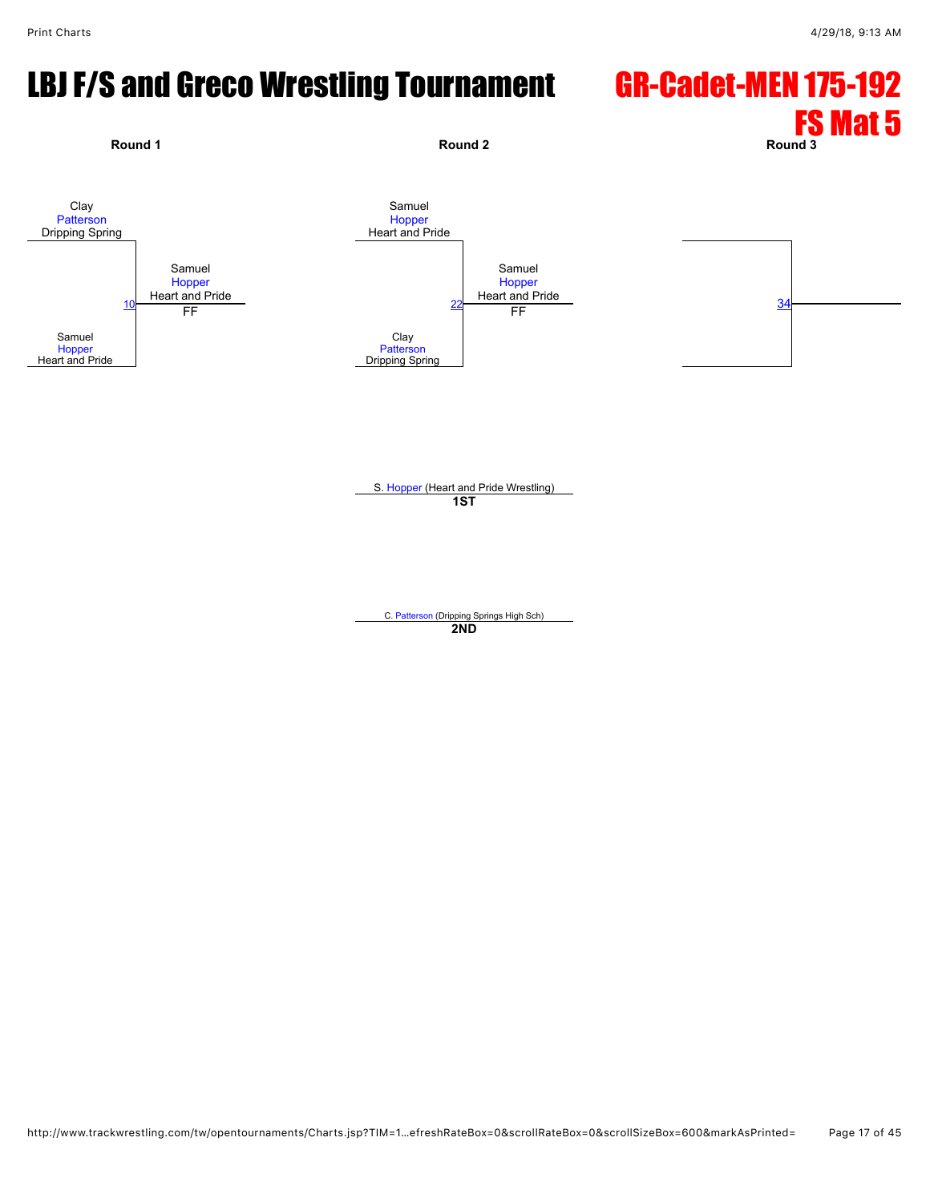# LBJ F/S and Greco Wrestling Tournament

## GR-Cadet-MEN 175-192
## FS Mat 5

**Round 1**

Clay Patterson, Dripping Spring

Samuel Hopper, Heart and Pride

Match 10 — Winner: Samuel Hopper, Heart and Pride — FF

**Round 2**

Samuel Hopper, Heart and Pride

Clay Patterson, Dripping Spring

Match 22 — Winner: Samuel Hopper, Heart and Pride — FF

**Round 3**

Match 34

---

S. Hopper (Heart and Pride Wrestling)
**1ST**

C. Patterson (Dripping Springs High Sch)
**2ND**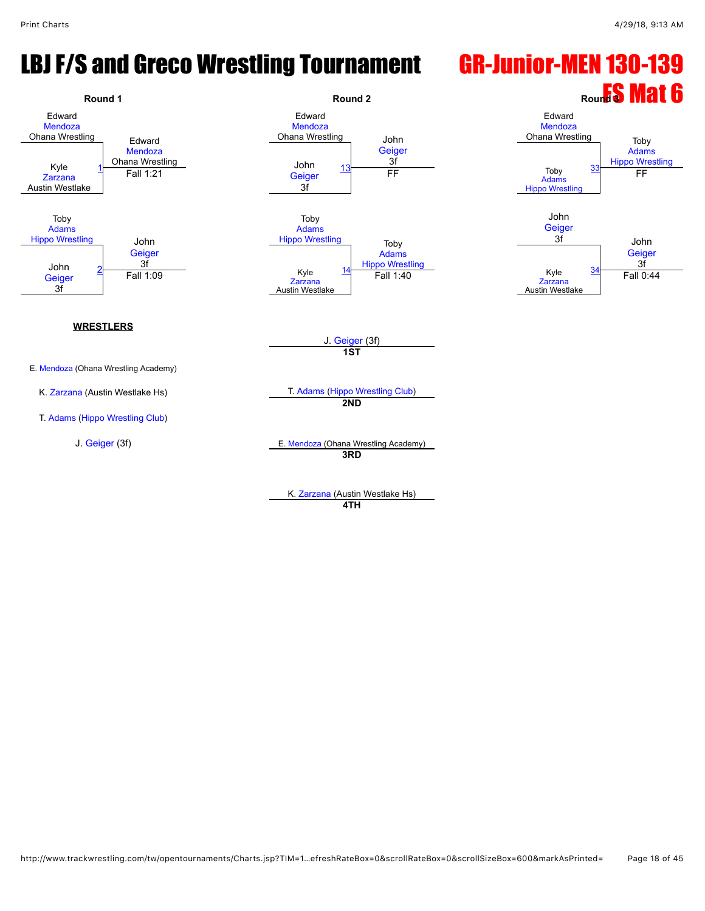# LBJ F/S and Greco Wrestling Tournament

## GR-Junior-MEN 130-139

## FS Mat 6

### Round 1

| Bout | Wrestler 1 | Wrestler 2 | Winner | Result |
|---|---|---|---|---|
| 1 | Edward Mendoza (Ohana Wrestling) | Kyle Zarzana (Austin Westlake) | Edward Mendoza (Ohana Wrestling) | Fall 1:21 |
| 2 | Toby Adams (Hippo Wrestling) | John Geiger (3f) | John Geiger (3f) | Fall 1:09 |

### Round 2

| Bout | Wrestler 1 | Wrestler 2 | Winner | Result |
|---|---|---|---|---|
| 13 | Edward Mendoza (Ohana Wrestling) | John Geiger (3f) | John Geiger (3f) | FF |
| 14 | Toby Adams (Hippo Wrestling) | Kyle Zarzana (Austin Westlake) | Toby Adams (Hippo Wrestling) | Fall 1:40 |

### Round 3

| Bout | Wrestler 1 | Wrestler 2 | Winner | Result |
|---|---|---|---|---|
| 33 | Edward Mendoza (Ohana Wrestling) | Toby Adams (Hippo Wrestling) | Toby Adams (Hippo Wrestling) | FF |
| 34 | John Geiger (3f) | Kyle Zarzana (Austin Westlake) | John Geiger (3f) | Fall 0:44 |

**WRESTLERS**

- E. Mendoza (Ohana Wrestling Academy)
- K. Zarzana (Austin Westlake Hs)
- T. Adams (Hippo Wrestling Club)
- J. Geiger (3f)

**1ST**: J. Geiger (3f)

**2ND**: T. Adams (Hippo Wrestling Club)

**3RD**: E. Mendoza (Ohana Wrestling Academy)

**4TH**: K. Zarzana (Austin Westlake Hs)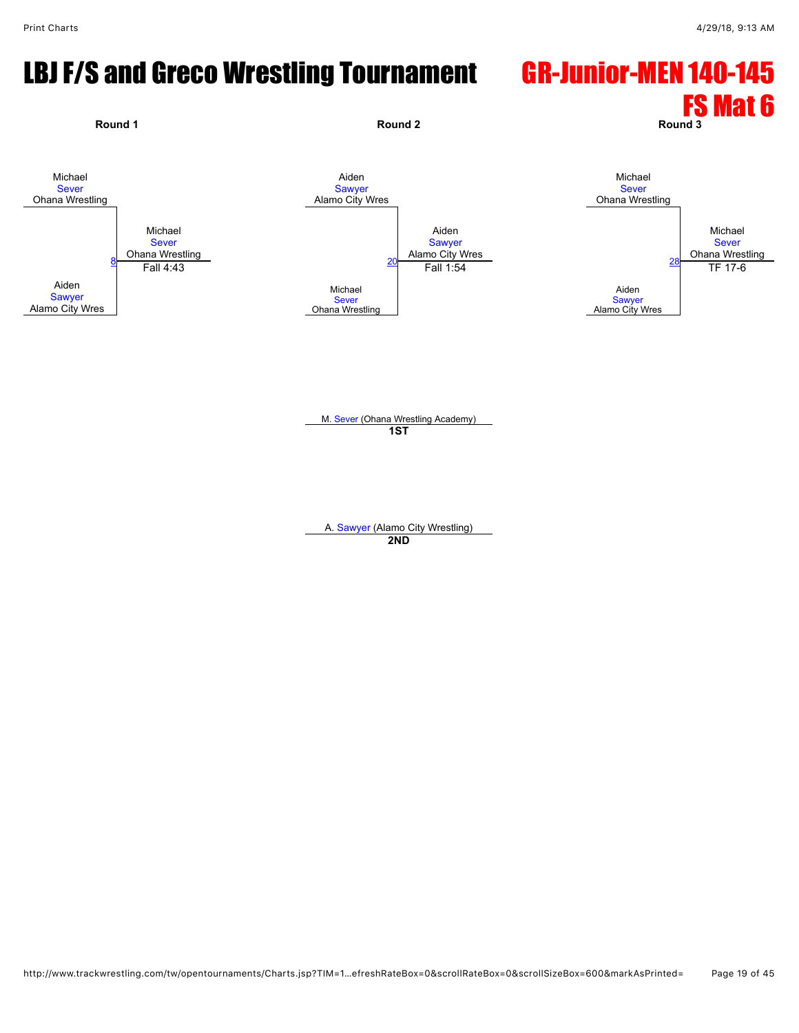# LBJ F/S and Greco Wrestling Tournament

## GR-Junior-MEN 140-145 FS Mat 6

**Round 1**

Michael Sever, Ohana Wrestling
vs.
Aiden Sawyer, Alamo City Wres

Bout 8 — Winner: Michael Sever, Ohana Wrestling — Fall 4:43

**Round 2**

Aiden Sawyer, Alamo City Wres
vs.
Michael Sever, Ohana Wrestling

Bout 20 — Winner: Aiden Sawyer, Alamo City Wres — Fall 1:54

**Round 3**

Michael Sever, Ohana Wrestling
vs.
Aiden Sawyer, Alamo City Wres

Bout 28 — Winner: Michael Sever, Ohana Wrestling — TF 17-6

M. Sever (Ohana Wrestling Academy)
**1ST**

A. Sawyer (Alamo City Wrestling)
**2ND**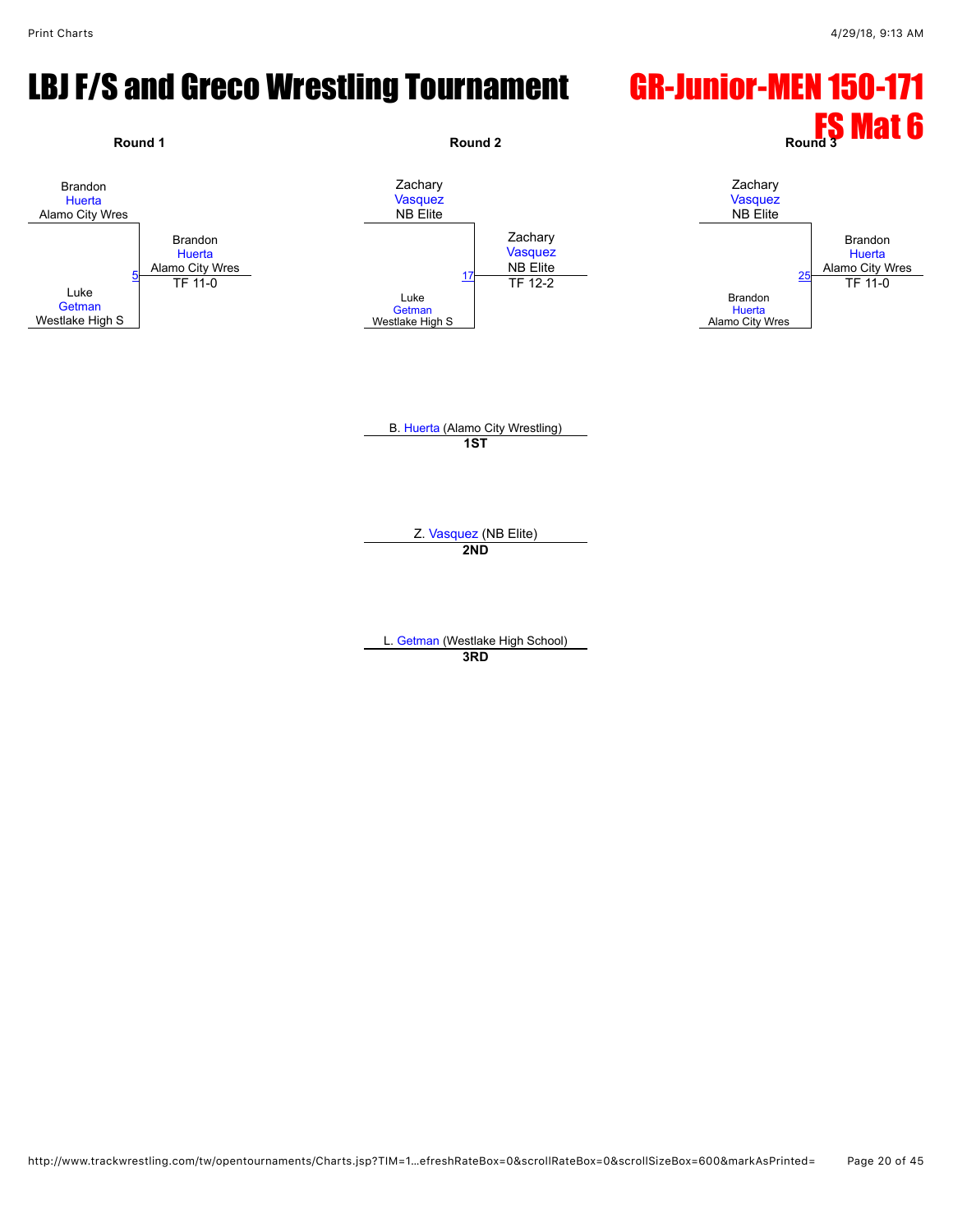# LBJ F/S and Greco Wrestling Tournament

## GR-Junior-MEN 150-171

## FS Mat 6

**Round 1**

Brandon Huerta, Alamo City Wres
vs.
Luke Getman, Westlake High S

Match 5: Brandon Huerta, Alamo City Wres — TF 11-0

**Round 2**

Zachary Vasquez, NB Elite
vs.
Luke Getman, Westlake High S

Match 17: Zachary Vasquez, NB Elite — TF 12-2

**Round 3**

Zachary Vasquez, NB Elite
vs.
Brandon Huerta, Alamo City Wres

Match 25: Brandon Huerta, Alamo City Wres — TF 11-0

B. Huerta (Alamo City Wrestling)
**1ST**

Z. Vasquez (NB Elite)
**2ND**

L. Getman (Westlake High School)
**3RD**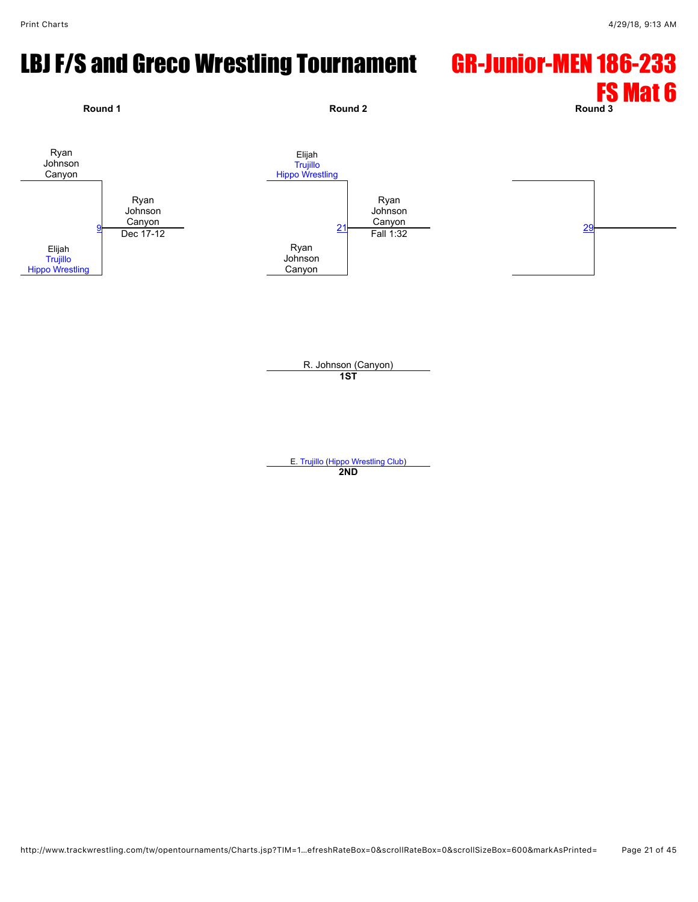# LBJ F/S and Greco Wrestling Tournament

## GR-Junior-MEN 186-233
## FS Mat 6

| Round 1 | | Round 2 | | Round 3 |
|---|---|---|---|---|
| Ryan Johnson Canyon | | Elijah Trujillo Hippo Wrestling | | |
| 9 | Ryan Johnson Canyon Dec 17-12 | 21 | Ryan Johnson Canyon Fall 1:32 | 29 |
| Elijah Trujillo Hippo Wrestling | | Ryan Johnson Canyon | | |

R. Johnson (Canyon)
**1ST**

E. Trujillo (Hippo Wrestling Club)
**2ND**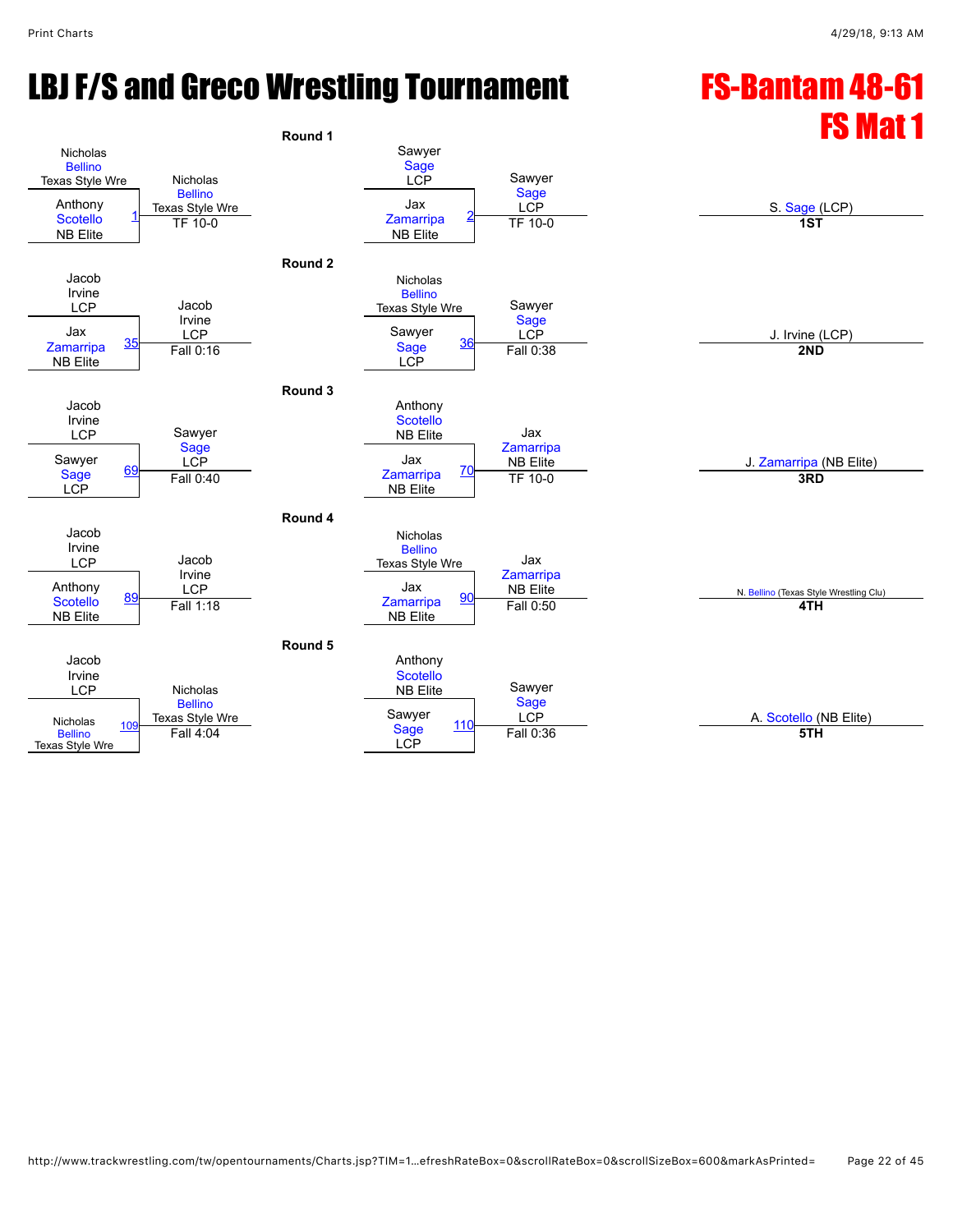# LBJ F/S and Greco Wrestling Tournament

## FS-Bantam 48-61
## FS Mat 1

### Round 1

| Wrestler 1 | Wrestler 2 | Bout | Winner | Result |
|---|---|---|---|---|
| Nicholas Bellino (Texas Style Wre) | Anthony Scotello (NB Elite) | 1 | Nicholas Bellino (Texas Style Wre) | TF 10-0 |
| Sawyer Sage (LCP) | Jax Zamarripa (NB Elite) | 2 | Sawyer Sage (LCP) | TF 10-0 |

### Round 2

| Wrestler 1 | Wrestler 2 | Bout | Winner | Result |
|---|---|---|---|---|
| Jacob Irvine (LCP) | Jax Zamarripa (NB Elite) | 35 | Jacob Irvine (LCP) | Fall 0:16 |
| Nicholas Bellino (Texas Style Wre) | Sawyer Sage (LCP) | 36 | Sawyer Sage (LCP) | Fall 0:38 |

### Round 3

| Wrestler 1 | Wrestler 2 | Bout | Winner | Result |
|---|---|---|---|---|
| Jacob Irvine (LCP) | Sawyer Sage (LCP) | 69 | Sawyer Sage (LCP) | Fall 0:40 |
| Anthony Scotello (NB Elite) | Jax Zamarripa (NB Elite) | 70 | Jax Zamarripa (NB Elite) | TF 10-0 |

### Round 4

| Wrestler 1 | Wrestler 2 | Bout | Winner | Result |
|---|---|---|---|---|
| Jacob Irvine (LCP) | Anthony Scotello (NB Elite) | 89 | Jacob Irvine (LCP) | Fall 1:18 |
| Nicholas Bellino (Texas Style Wre) | Jax Zamarripa (NB Elite) | 90 | Jax Zamarripa (NB Elite) | Fall 0:50 |

### Round 5

| Wrestler 1 | Wrestler 2 | Bout | Winner | Result |
|---|---|---|---|---|
| Jacob Irvine (LCP) | Nicholas Bellino (Texas Style Wre) | 109 | Nicholas Bellino (Texas Style Wre) | Fall 4:04 |
| Anthony Scotello (NB Elite) | Sawyer Sage (LCP) | 110 | Sawyer Sage (LCP) | Fall 0:36 |

### Placements

| Place | Wrestler |
|---|---|
| 1ST | S. Sage (LCP) |
| 2ND | J. Irvine (LCP) |
| 3RD | J. Zamarripa (NB Elite) |
| 4TH | N. Bellino (Texas Style Wrestling Clu) |
| 5TH | A. Scotello (NB Elite) |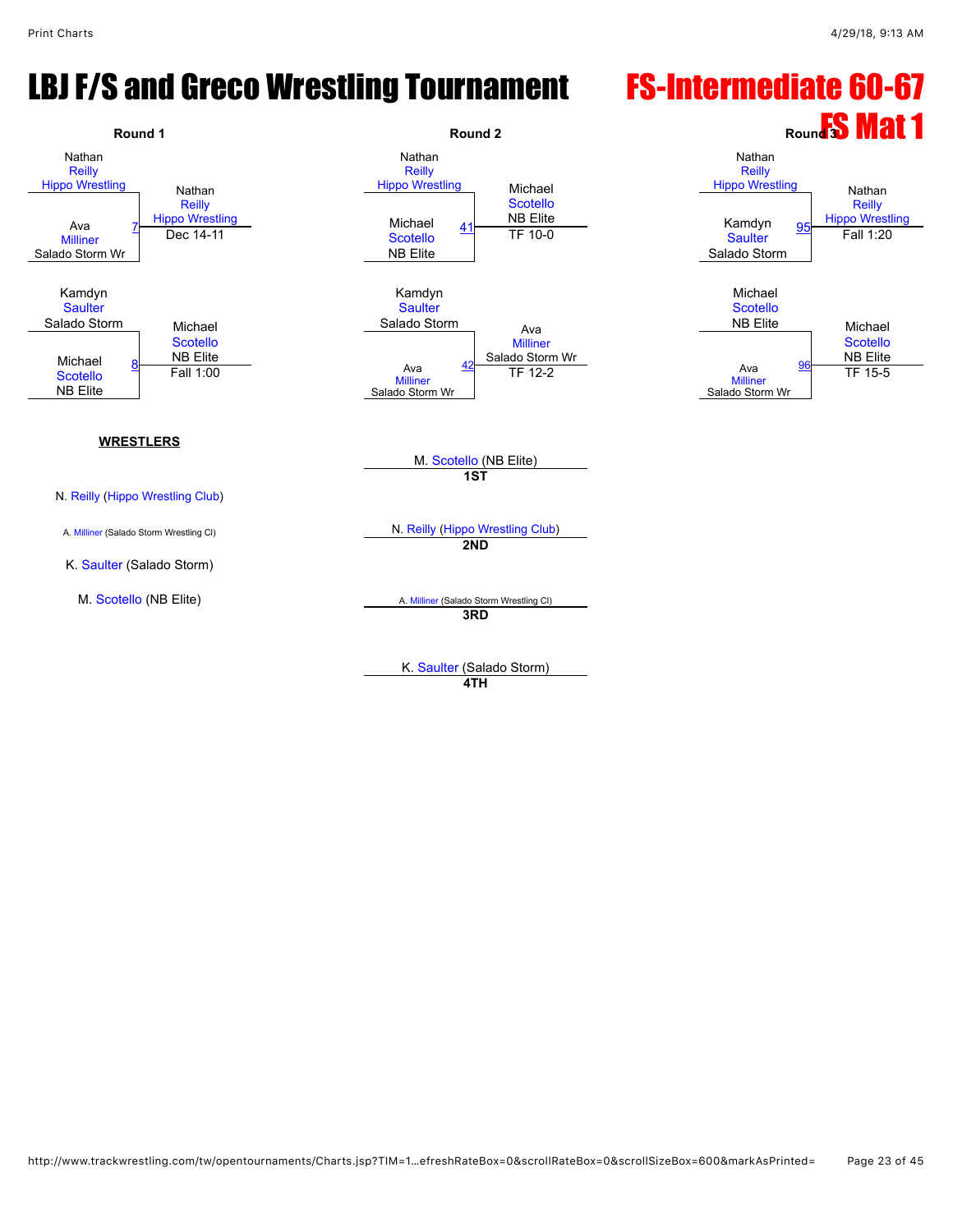# LBJ F/S and Greco Wrestling Tournament

## FS-Intermediate 60-67

## FS Mat 1

### Round 1

| Wrestler 1 | Wrestler 2 | Bout | Winner | Result |
|---|---|---|---|---|
| Nathan Reilly (Hippo Wrestling) | Ava Milliner (Salado Storm Wr) | 7 | Nathan Reilly (Hippo Wrestling) | Dec 14-11 |
| Kamdyn Saulter (Salado Storm) | Michael Scotello (NB Elite) | 8 | Michael Scotello (NB Elite) | Fall 1:00 |

### Round 2

| Wrestler 1 | Wrestler 2 | Bout | Winner | Result |
|---|---|---|---|---|
| Nathan Reilly (Hippo Wrestling) | Michael Scotello (NB Elite) | 41 | Michael Scotello (NB Elite) | TF 10-0 |
| Kamdyn Saulter (Salado Storm) | Ava Milliner (Salado Storm Wr) | 42 | Ava Milliner (Salado Storm Wr) | TF 12-2 |

### Round 3

| Wrestler 1 | Wrestler 2 | Bout | Winner | Result |
|---|---|---|---|---|
| Nathan Reilly (Hippo Wrestling) | Kamdyn Saulter (Salado Storm) | 95 | Nathan Reilly (Hippo Wrestling) | Fall 1:20 |
| Michael Scotello (NB Elite) | Ava Milliner (Salado Storm Wr) | 96 | Michael Scotello (NB Elite) | TF 15-5 |

### WRESTLERS

- N. Reilly (Hippo Wrestling Club)
- A. Milliner (Salado Storm Wrestling Cl)
- K. Saulter (Salado Storm)
- M. Scotello (NB Elite)

### Placements

- **1ST**: M. Scotello (NB Elite)
- **2ND**: N. Reilly (Hippo Wrestling Club)
- **3RD**: A. Milliner (Salado Storm Wrestling Cl)
- **4TH**: K. Saulter (Salado Storm)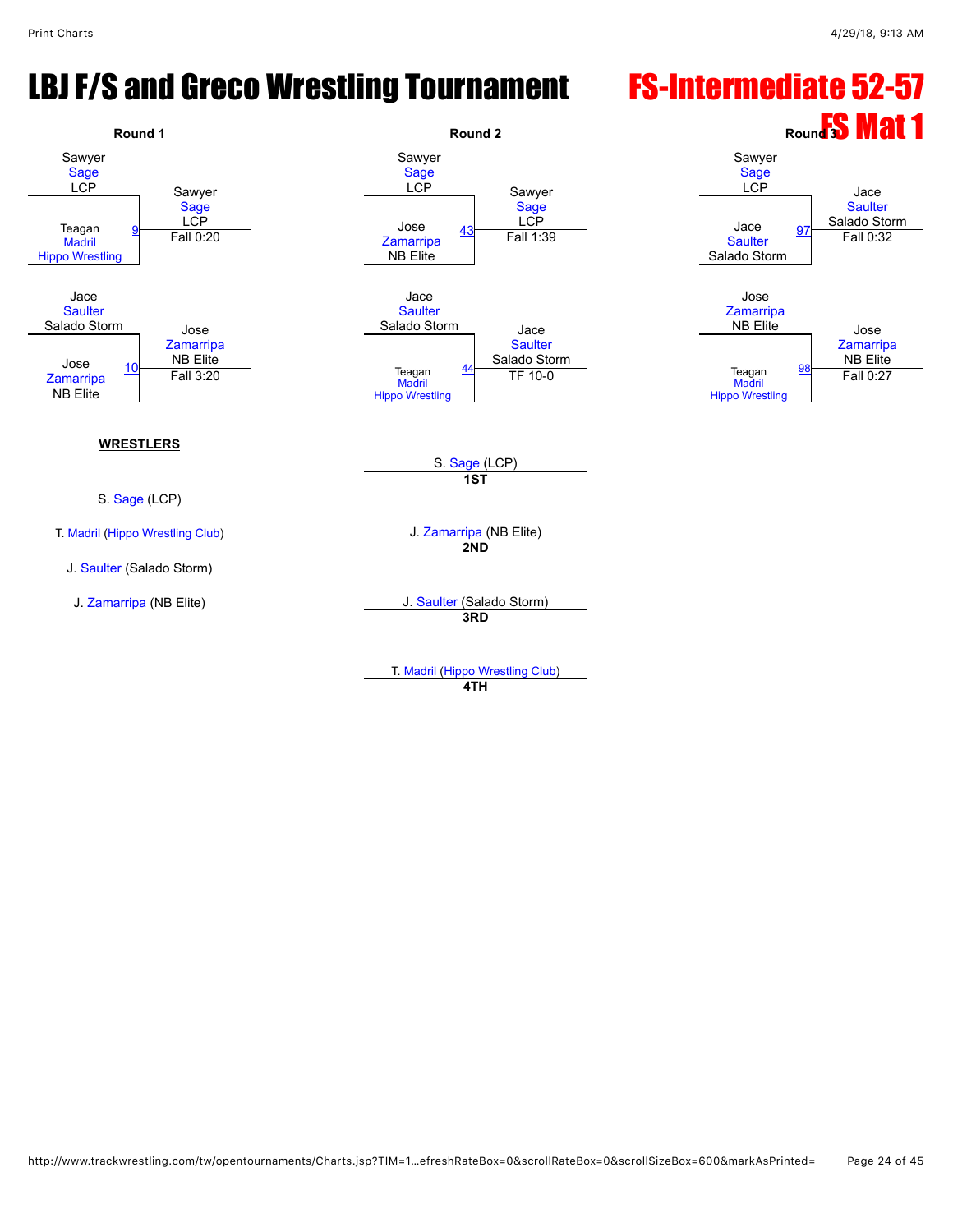# LBJ F/S and Greco Wrestling Tournament

## FS-Intermediate 52-57

## FS Mat 1

### Round 1

| Wrestler 1 | Wrestler 2 | Bout | Winner | Result |
|---|---|---|---|---|
| Sawyer Sage LCP | Teagan Madril Hippo Wrestling | 9 | Sawyer Sage LCP | Fall 0:20 |
| Jace Saulter Salado Storm | Jose Zamarripa NB Elite | 10 | Jose Zamarripa NB Elite | Fall 3:20 |

### Round 2

| Wrestler 1 | Wrestler 2 | Bout | Winner | Result |
|---|---|---|---|---|
| Sawyer Sage LCP | Jose Zamarripa NB Elite | 43 | Sawyer Sage LCP | Fall 1:39 |
| Jace Saulter Salado Storm | Teagan Madril Hippo Wrestling | 44 | Jace Saulter Salado Storm | TF 10-0 |

### Round 3

| Wrestler 1 | Wrestler 2 | Bout | Winner | Result |
|---|---|---|---|---|
| Sawyer Sage LCP | Jace Saulter Salado Storm | 97 | Jace Saulter Salado Storm | Fall 0:32 |
| Jose Zamarripa NB Elite | Teagan Madril Hippo Wrestling | 98 | Jose Zamarripa NB Elite | Fall 0:27 |

**WRESTLERS**

S. Sage (LCP)

T. Madril (Hippo Wrestling Club)

J. Saulter (Salado Storm)

J. Zamarripa (NB Elite)

**1ST** S. Sage (LCP)

**2ND** J. Zamarripa (NB Elite)

**3RD** J. Saulter (Salado Storm)

**4TH** T. Madril (Hippo Wrestling Club)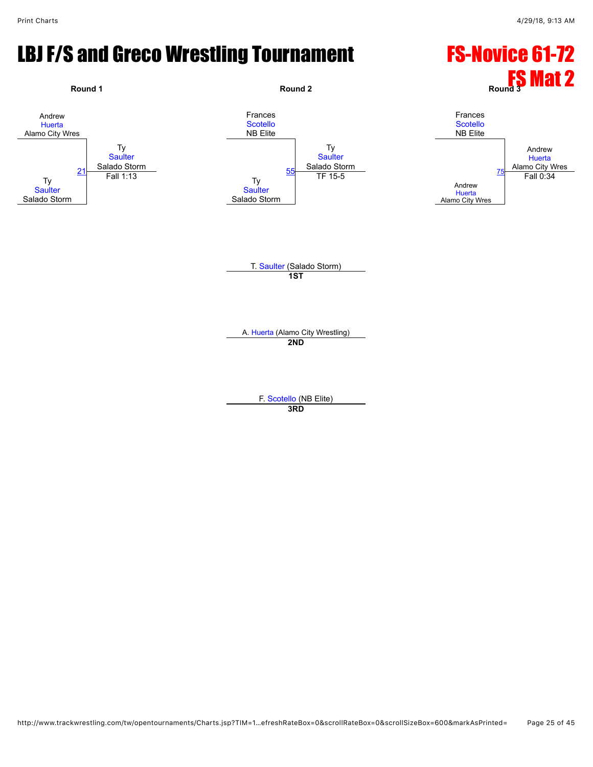# LBJ F/S and Greco Wrestling Tournament

## FS-Novice 61-72
## FS Mat 2

### Round 1

Andrew Huerta, Alamo City Wres
vs.
Ty Saulter, Salado Storm

Bout 21 — Winner: Ty Saulter, Salado Storm — Fall 1:13

### Round 2

Frances Scotello, NB Elite
vs.
Ty Saulter, Salado Storm

Bout 55 — Winner: Ty Saulter, Salado Storm — TF 15-5

### Round 3

Frances Scotello, NB Elite
vs.
Andrew Huerta, Alamo City Wres

Bout 75 — Winner: Andrew Huerta, Alamo City Wres — Fall 0:34

### Placements

**1ST**: T. Saulter (Salado Storm)

**2ND**: A. Huerta (Alamo City Wrestling)

**3RD**: F. Scotello (NB Elite)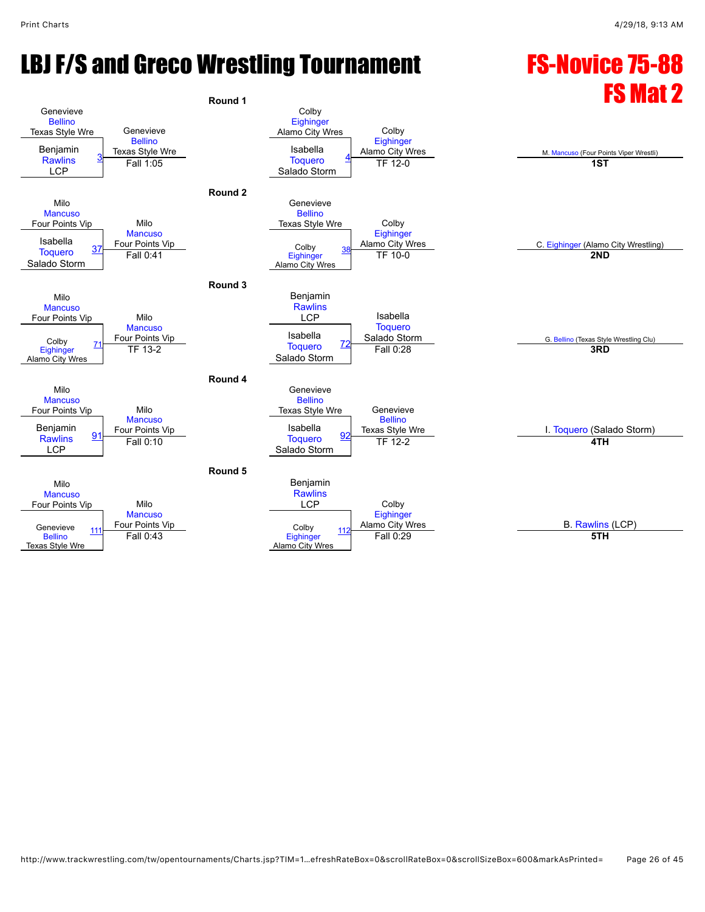# LBJ F/S and Greco Wrestling Tournament

## FS-Novice 75-88

## FS Mat 2

### Round 1

| Bout | Wrestler 1 | Wrestler 2 | Winner | Result |
|---|---|---|---|---|
| 3 | Genevieve Bellino (Texas Style Wre) | Benjamin Rawlins (LCP) | Genevieve Bellino (Texas Style Wre) | Fall 1:05 |
| 4 | Colby Eighinger (Alamo City Wres) | Isabella Toquero (Salado Storm) | Colby Eighinger (Alamo City Wres) | TF 12-0 |

### Round 2

| Bout | Wrestler 1 | Wrestler 2 | Winner | Result |
|---|---|---|---|---|
| 37 | Milo Mancuso (Four Points Vip) | Isabella Toquero (Salado Storm) | Milo Mancuso (Four Points Vip) | Fall 0:41 |
| 38 | Genevieve Bellino (Texas Style Wre) | Colby Eighinger (Alamo City Wres) | Colby Eighinger (Alamo City Wres) | TF 10-0 |

### Round 3

| Bout | Wrestler 1 | Wrestler 2 | Winner | Result |
|---|---|---|---|---|
| 71 | Milo Mancuso (Four Points Vip) | Colby Eighinger (Alamo City Wres) | Milo Mancuso (Four Points Vip) | TF 13-2 |
| 72 | Benjamin Rawlins (LCP) | Isabella Toquero (Salado Storm) | Isabella Toquero (Salado Storm) | Fall 0:28 |

### Round 4

| Bout | Wrestler 1 | Wrestler 2 | Winner | Result |
|---|---|---|---|---|
| 91 | Milo Mancuso (Four Points Vip) | Benjamin Rawlins (LCP) | Milo Mancuso (Four Points Vip) | Fall 0:10 |
| 92 | Genevieve Bellino (Texas Style Wre) | Isabella Toquero (Salado Storm) | Genevieve Bellino (Texas Style Wre) | TF 12-2 |

### Round 5

| Bout | Wrestler 1 | Wrestler 2 | Winner | Result |
|---|---|---|---|---|
| 111 | Milo Mancuso (Four Points Vip) | Genevieve Bellino (Texas Style Wre) | Milo Mancuso (Four Points Vip) | Fall 0:43 |
| 112 | Benjamin Rawlins (LCP) | Colby Eighinger (Alamo City Wres) | Colby Eighinger (Alamo City Wres) | Fall 0:29 |

### Placements

| Place | Wrestler |
|---|---|
| 1ST | M. Mancuso (Four Points Viper Wrestli) |
| 2ND | C. Eighinger (Alamo City Wrestling) |
| 3RD | G. Bellino (Texas Style Wrestling Clu) |
| 4TH | I. Toquero (Salado Storm) |
| 5TH | B. Rawlins (LCP) |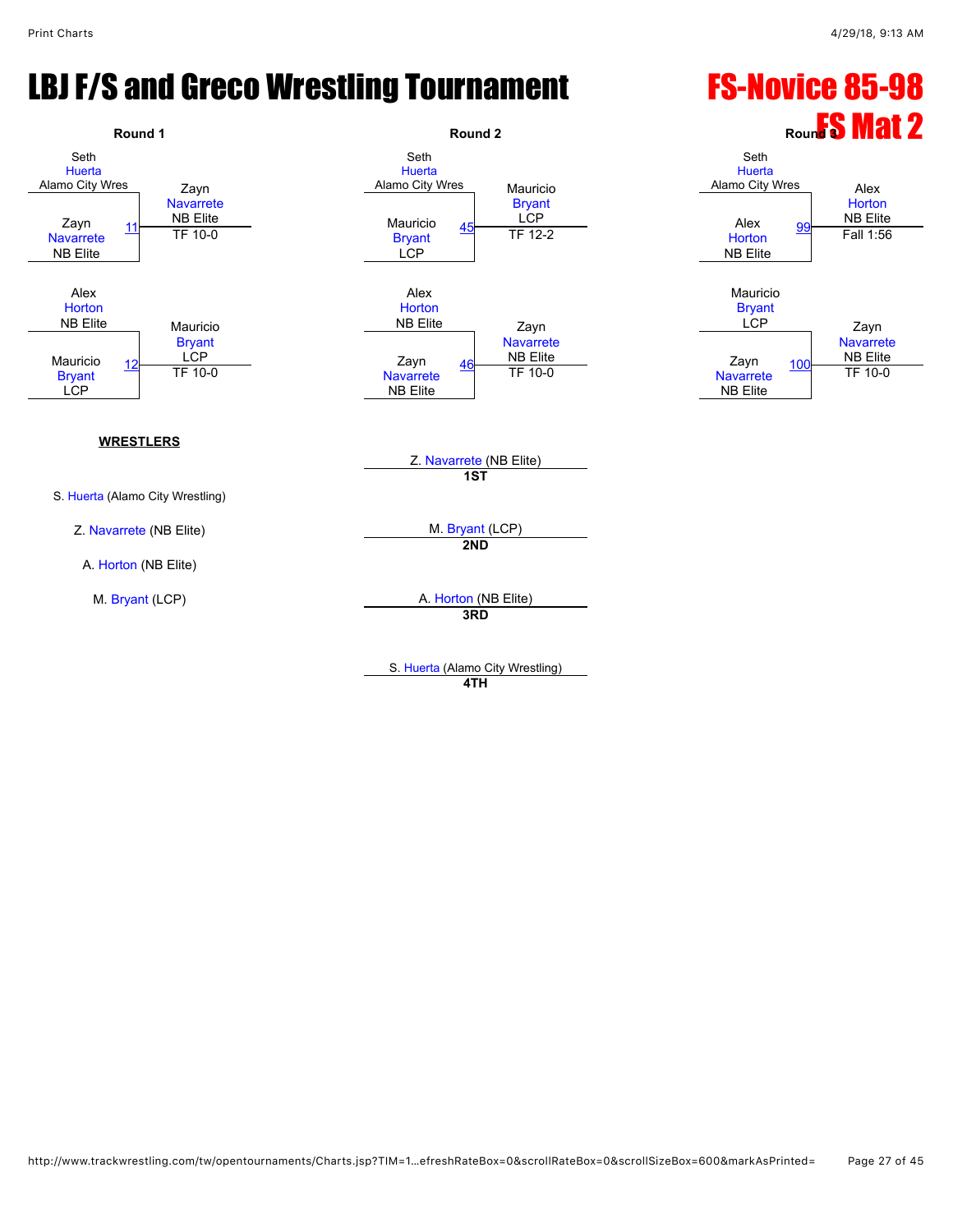# LBJ F/S and Greco Wrestling Tournament

## FS-Novice 85-98

## FS Mat 2

### Round 1

| Match | Wrestler 1 | Wrestler 2 | Winner | Result |
|---|---|---|---|---|
| 11 | Seth Huerta (Alamo City Wres) | Zayn Navarrete (NB Elite) | Zayn Navarrete (NB Elite) | TF 10-0 |
| 12 | Alex Horton (NB Elite) | Mauricio Bryant (LCP) | Mauricio Bryant (LCP) | TF 10-0 |

### Round 2

| Match | Wrestler 1 | Wrestler 2 | Winner | Result |
|---|---|---|---|---|
| 45 | Seth Huerta (Alamo City Wres) | Mauricio Bryant (LCP) | Mauricio Bryant (LCP) | TF 12-2 |
| 46 | Alex Horton (NB Elite) | Zayn Navarrete (NB Elite) | Zayn Navarrete (NB Elite) | TF 10-0 |

### Round 3

| Match | Wrestler 1 | Wrestler 2 | Winner | Result |
|---|---|---|---|---|
| 99 | Seth Huerta (Alamo City Wres) | Alex Horton (NB Elite) | Alex Horton (NB Elite) | Fall 1:56 |
| 100 | Mauricio Bryant (LCP) | Zayn Navarrete (NB Elite) | Zayn Navarrete (NB Elite) | TF 10-0 |

**WRESTLERS**

S. Huerta (Alamo City Wrestling)

Z. Navarrete (NB Elite)

A. Horton (NB Elite)

M. Bryant (LCP)

Z. Navarrete (NB Elite)
**1ST**

M. Bryant (LCP)
**2ND**

A. Horton (NB Elite)
**3RD**

S. Huerta (Alamo City Wrestling)
**4TH**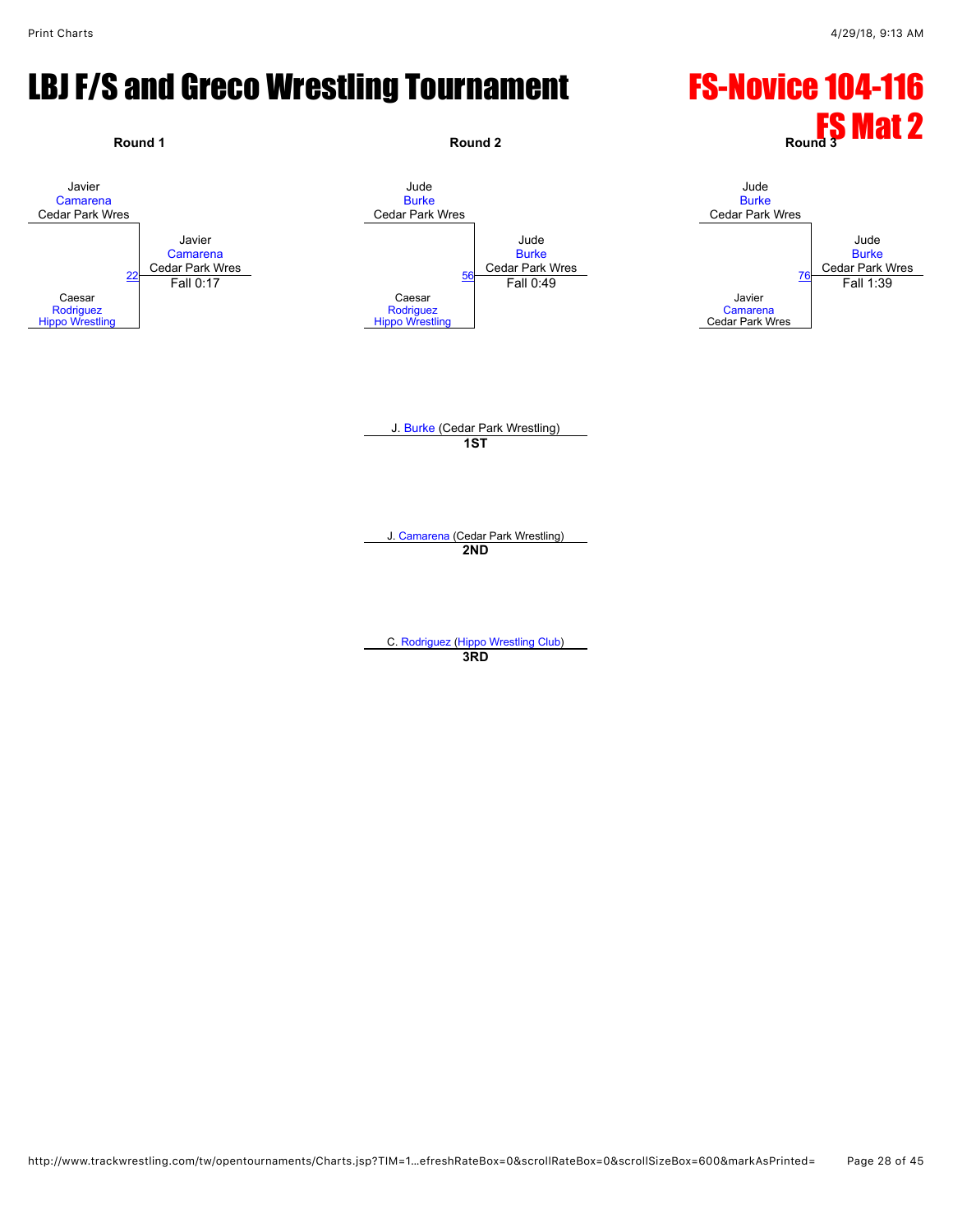# LBJ F/S and Greco Wrestling Tournament

## FS-Novice 104-116

## FS Mat 2

### Round 1

Javier Camarena
Cedar Park Wres

Caesar Rodriguez
Hippo Wrestling

Bout 22 — Winner: Javier Camarena, Cedar Park Wres — Fall 0:17

### Round 2

Jude Burke
Cedar Park Wres

Caesar Rodriguez
Hippo Wrestling

Bout 56 — Winner: Jude Burke, Cedar Park Wres — Fall 0:49

### Round 3

Jude Burke
Cedar Park Wres

Javier Camarena
Cedar Park Wres

Bout 76 — Winner: Jude Burke, Cedar Park Wres — Fall 1:39

### Placements

J. Burke (Cedar Park Wrestling)
**1ST**

J. Camarena (Cedar Park Wrestling)
**2ND**

C. Rodriguez (Hippo Wrestling Club)
**3RD**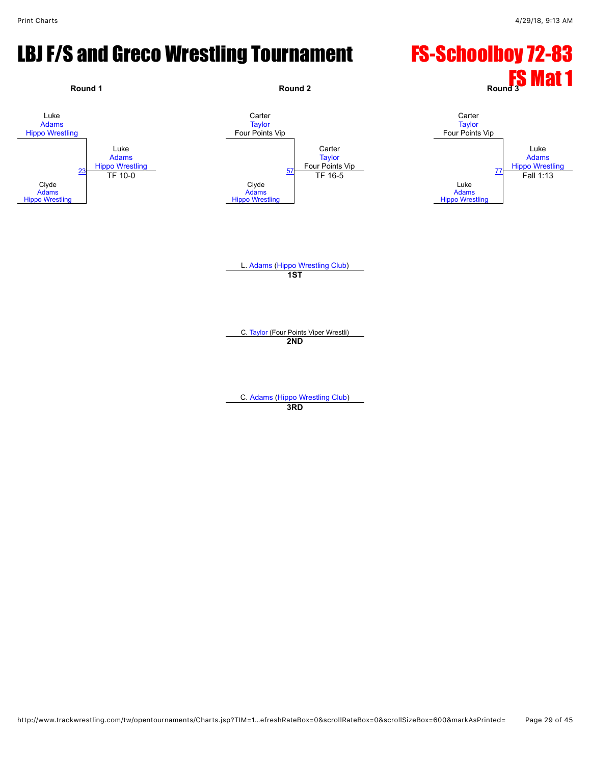# LBJ F/S and Greco Wrestling Tournament

# FS-Schoolboy 72-83
# FS Mat 1

### Round 1

Luke Adams
Hippo Wrestling

23

Clyde Adams
Hippo Wrestling

Winner: Luke Adams, Hippo Wrestling — TF 10-0

### Round 2

Carter Taylor
Four Points Vip

57

Clyde Adams
Hippo Wrestling

Winner: Carter Taylor, Four Points Vip — TF 16-5

### Round 3

Carter Taylor
Four Points Vip

77

Luke Adams
Hippo Wrestling

Winner: Luke Adams, Hippo Wrestling — Fall 1:13

---

L. Adams (Hippo Wrestling Club)
**1ST**

C. Taylor (Four Points Viper Wrestli)
**2ND**

C. Adams (Hippo Wrestling Club)
**3RD**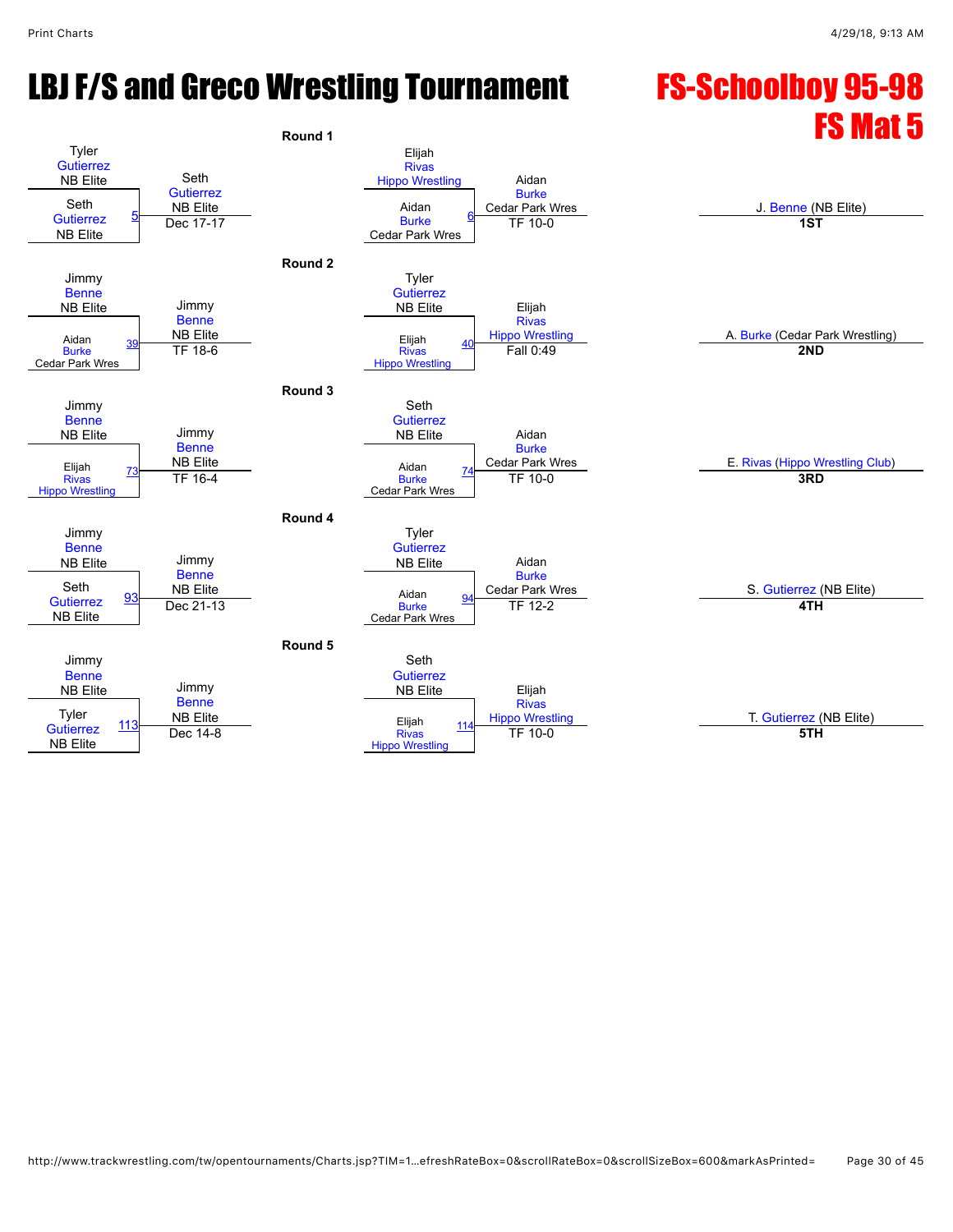# LBJ F/S and Greco Wrestling Tournament

## FS-Schoolboy 95-98
## FS Mat 5

### Round 1

| Wrestler 1 | Wrestler 2 | Bout | Winner | Result |
|---|---|---|---|---|
| Tyler Gutierrez NB Elite | Seth Gutierrez NB Elite | 5 | Seth Gutierrez NB Elite | Dec 17-17 |
| Elijah Rivas Hippo Wrestling | Aidan Burke Cedar Park Wres | 6 | Aidan Burke Cedar Park Wres | TF 10-0 |

### Round 2

| Wrestler 1 | Wrestler 2 | Bout | Winner | Result |
|---|---|---|---|---|
| Jimmy Benne NB Elite | Aidan Burke Cedar Park Wres | 39 | Jimmy Benne NB Elite | TF 18-6 |
| Tyler Gutierrez NB Elite | Elijah Rivas Hippo Wrestling | 40 | Elijah Rivas Hippo Wrestling | Fall 0:49 |

### Round 3

| Wrestler 1 | Wrestler 2 | Bout | Winner | Result |
|---|---|---|---|---|
| Jimmy Benne NB Elite | Elijah Rivas Hippo Wrestling | 73 | Jimmy Benne NB Elite | TF 16-4 |
| Seth Gutierrez NB Elite | Aidan Burke Cedar Park Wres | 74 | Aidan Burke Cedar Park Wres | TF 10-0 |

### Round 4

| Wrestler 1 | Wrestler 2 | Bout | Winner | Result |
|---|---|---|---|---|
| Jimmy Benne NB Elite | Seth Gutierrez NB Elite | 93 | Jimmy Benne NB Elite | Dec 21-13 |
| Tyler Gutierrez NB Elite | Aidan Burke Cedar Park Wres | 94 | Aidan Burke Cedar Park Wres | TF 12-2 |

### Round 5

| Wrestler 1 | Wrestler 2 | Bout | Winner | Result |
|---|---|---|---|---|
| Jimmy Benne NB Elite | Tyler Gutierrez NB Elite | 113 | Jimmy Benne NB Elite | Dec 14-8 |
| Seth Gutierrez NB Elite | Elijah Rivas Hippo Wrestling | 114 | Elijah Rivas Hippo Wrestling | TF 10-0 |

### Placings

| Place | Wrestler |
|---|---|
| 1ST | J. Benne (NB Elite) |
| 2ND | A. Burke (Cedar Park Wrestling) |
| 3RD | E. Rivas (Hippo Wrestling Club) |
| 4TH | S. Gutierrez (NB Elite) |
| 5TH | T. Gutierrez (NB Elite) |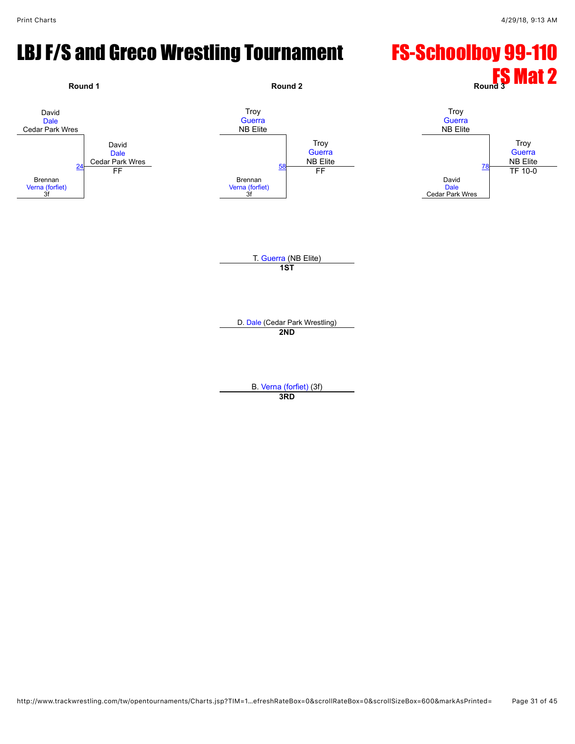# LBJ F/S and Greco Wrestling Tournament

## FS-Schoolboy 99-110

## FS Mat 2

**Round 1**

David Dale, Cedar Park Wres
vs.
Brennan Verna (forfiet), 3f

Match 24: David Dale, Cedar Park Wres — FF

**Round 2**

Troy Guerra, NB Elite
vs.
Brennan Verna (forfiet), 3f

Match 58: Troy Guerra, NB Elite — FF

**Round 3**

Troy Guerra, NB Elite
vs.
David Dale, Cedar Park Wres

Match 78: Troy Guerra, NB Elite — TF 10-0

T. Guerra (NB Elite)
**1ST**

D. Dale (Cedar Park Wrestling)
**2ND**

B. Verna (forfiet) (3f)
**3RD**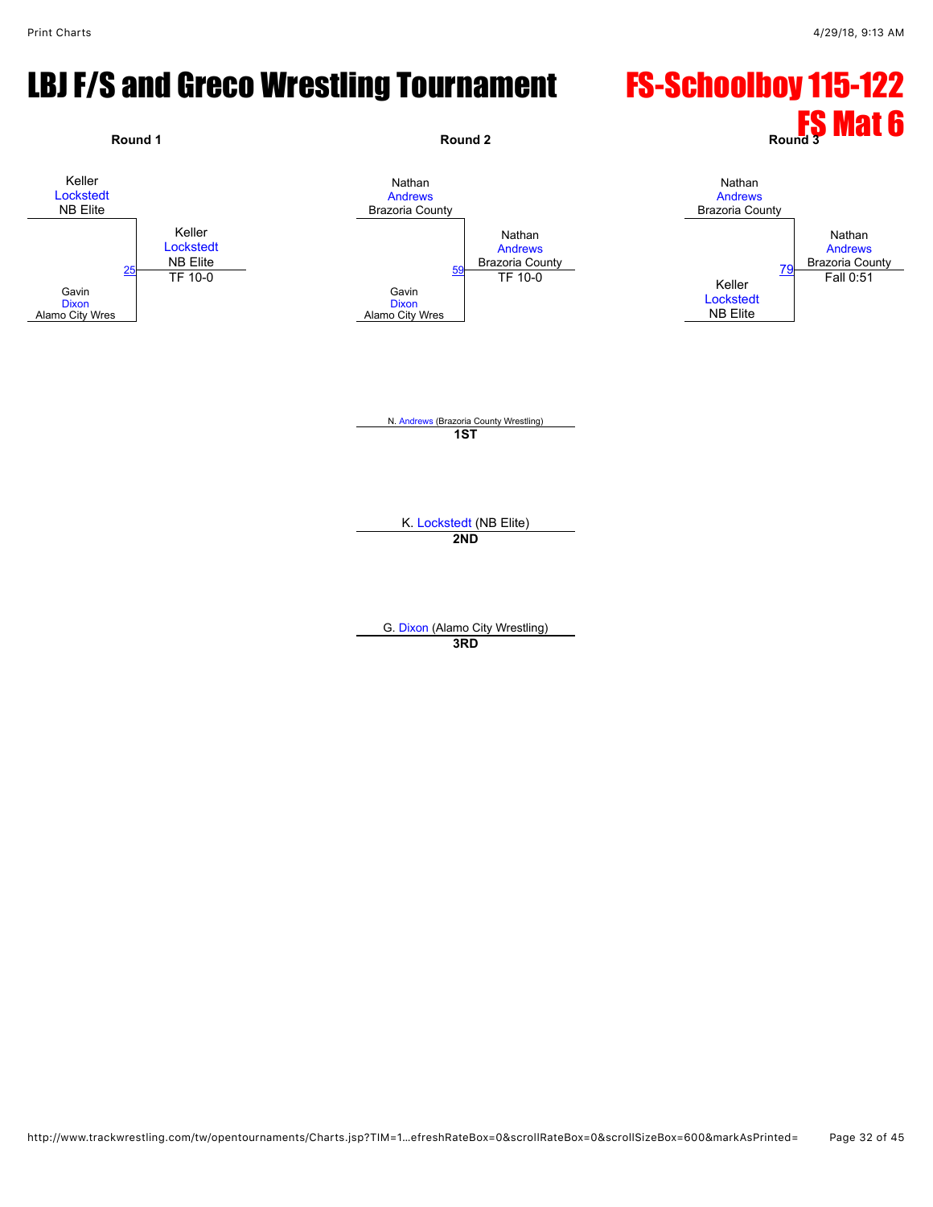# LBJ F/S and Greco Wrestling Tournament

# FS-Schoolboy 115-122

# FS Mat 6

### Round 1

Keller Lockstedt, NB Elite

vs.

Gavin Dixon, Alamo City Wres

Match 25 — Winner: Keller Lockstedt, NB Elite — TF 10-0

### Round 2

Nathan Andrews, Brazoria County

vs.

Gavin Dixon, Alamo City Wres

Match 59 — Winner: Nathan Andrews, Brazoria County — TF 10-0

### Round 3

Nathan Andrews, Brazoria County

vs.

Keller Lockstedt, NB Elite

Match 79 — Winner: Nathan Andrews, Brazoria County — Fall 0:51

---

**1ST**: N. Andrews (Brazoria County Wrestling)

**2ND**: K. Lockstedt (NB Elite)

**3RD**: G. Dixon (Alamo City Wrestling)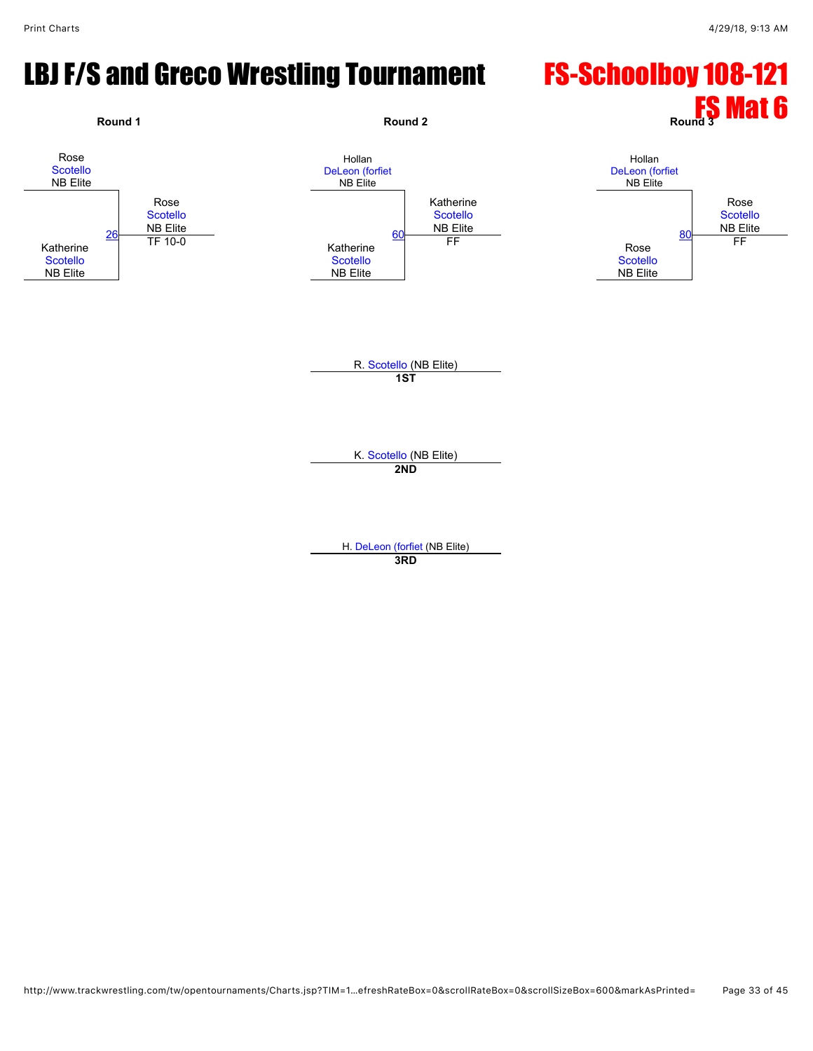# LBJ F/S and Greco Wrestling Tournament

## FS-Schoolboy 108-121

## FS Mat 6

### Round 1

Rose Scotello NB Elite
vs.
Katherine Scotello NB Elite

Match 26 — Winner: Rose Scotello NB Elite — TF 10-0

### Round 2

Hollan DeLeon (forfiet NB Elite
vs.
Katherine Scotello NB Elite

Match 60 — Winner: Katherine Scotello NB Elite — FF

### Round 3

Hollan DeLeon (forfiet NB Elite
vs.
Rose Scotello NB Elite

Match 80 — Winner: Rose Scotello NB Elite — FF

### Placements

**1ST**: R. Scotello (NB Elite)

**2ND**: K. Scotello (NB Elite)

**3RD**: H. DeLeon (forfiet (NB Elite)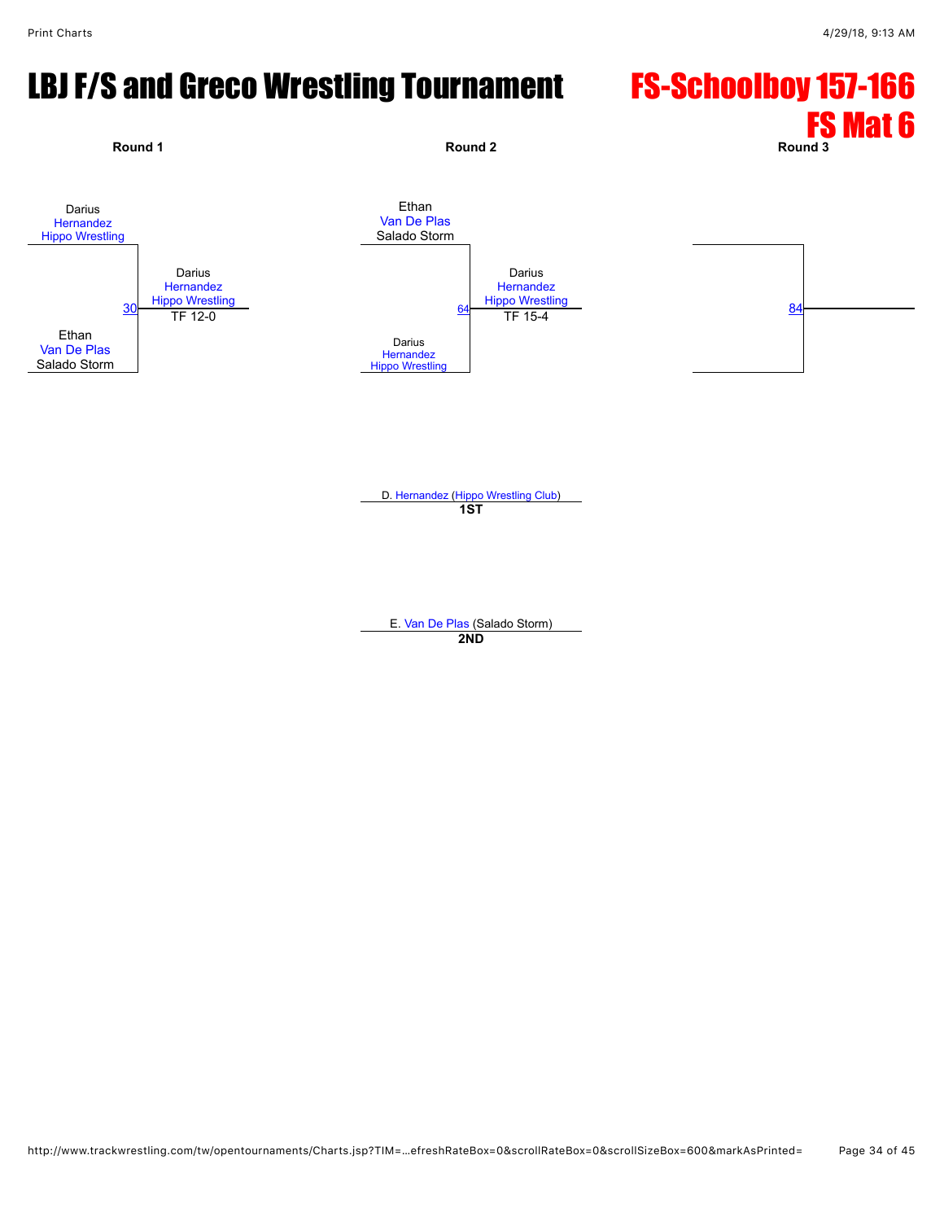# LBJ F/S and Greco Wrestling Tournament

## FS-Schoolboy 157-166

## FS Mat 6

**Round 1**

Darius Hernandez, Hippo Wrestling

Ethan Van De Plas, Salado Storm

Match 30: Darius Hernandez, Hippo Wrestling — TF 12-0

**Round 2**

Ethan Van De Plas, Salado Storm

Darius Hernandez, Hippo Wrestling

Match 64: Darius Hernandez, Hippo Wrestling — TF 15-4

**Round 3**

Match 84

---

D. Hernandez (Hippo Wrestling Club)
**1ST**

E. Van De Plas (Salado Storm)
**2ND**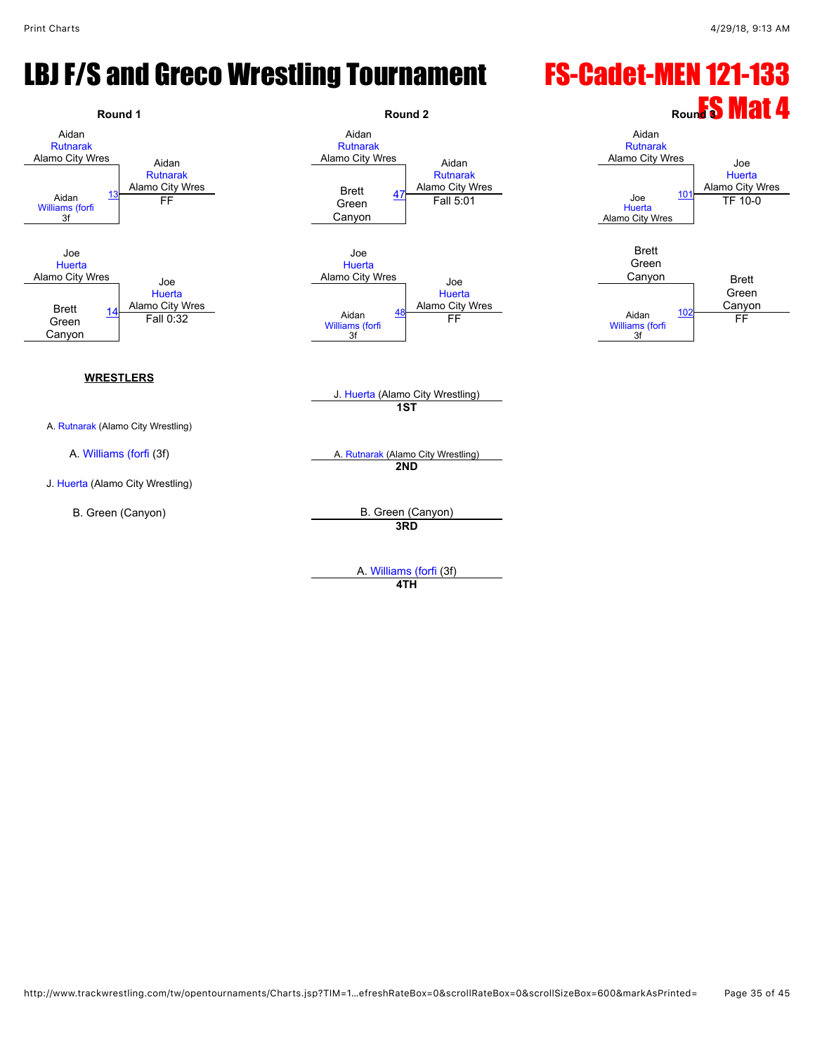# LBJ F/S and Greco Wrestling Tournament

## FS-Cadet-MEN 121-133

## FS Mat 4

### Round 1

| Match | Wrestler 1 | Wrestler 2 | Winner | Result |
| --- | --- | --- | --- | --- |
| 13 | Aidan Rutnarak (Alamo City Wres) | Aidan Williams (forfi (3f) | Aidan Rutnarak (Alamo City Wres) | FF |
| 14 | Joe Huerta (Alamo City Wres) | Brett Green (Canyon) | Joe Huerta (Alamo City Wres) | Fall 0:32 |

### Round 2

| Match | Wrestler 1 | Wrestler 2 | Winner | Result |
| --- | --- | --- | --- | --- |
| 47 | Aidan Rutnarak (Alamo City Wres) | Brett Green (Canyon) | Aidan Rutnarak (Alamo City Wres) | Fall 5:01 |
| 48 | Joe Huerta (Alamo City Wres) | Aidan Williams (forfi (3f) | Joe Huerta (Alamo City Wres) | FF |

### Round 3

| Match | Wrestler 1 | Wrestler 2 | Winner | Result |
| --- | --- | --- | --- | --- |
| 101 | Aidan Rutnarak (Alamo City Wres) | Joe Huerta (Alamo City Wres) | Joe Huerta (Alamo City Wres) | TF 10-0 |
| 102 | Brett Green (Canyon) | Aidan Williams (forfi (3f) | Brett Green (Canyon) | FF |

### WRESTLERS

- A. Rutnarak (Alamo City Wrestling)
- A. Williams (forfi (3f)
- J. Huerta (Alamo City Wrestling)
- B. Green (Canyon)

### Placements

- **1ST**: J. Huerta (Alamo City Wrestling)
- **2ND**: A. Rutnarak (Alamo City Wrestling)
- **3RD**: B. Green (Canyon)
- **4TH**: A. Williams (forfi (3f)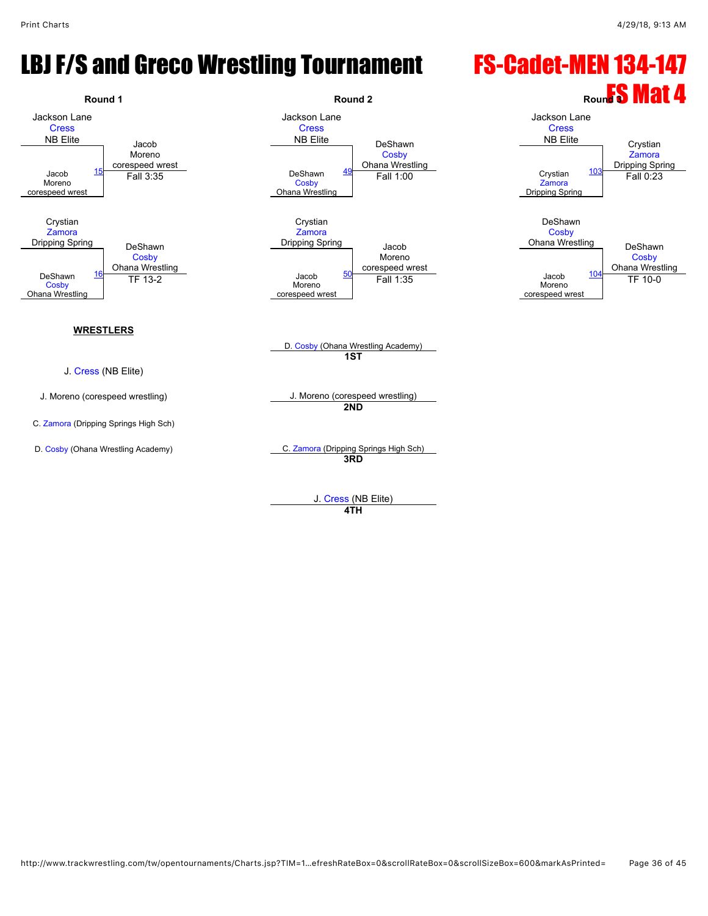# LBJ F/S and Greco Wrestling Tournament

## FS-Cadet-MEN 134-147

## FS Mat 4

### Round 1

| Match | Wrestler 1 | Wrestler 2 | Winner | Result |
|---|---|---|---|---|
| 15 | Jackson Lane Cress (NB Elite) | Jacob Moreno (corespeed wrest) | Jacob Moreno (corespeed wrest) | Fall 3:35 |
| 16 | Crystian Zamora (Dripping Spring) | DeShawn Cosby (Ohana Wrestling) | DeShawn Cosby (Ohana Wrestling) | TF 13-2 |

### Round 2

| Match | Wrestler 1 | Wrestler 2 | Winner | Result |
|---|---|---|---|---|
| 49 | Jackson Lane Cress (NB Elite) | DeShawn Cosby (Ohana Wrestling) | DeShawn Cosby (Ohana Wrestling) | Fall 1:00 |
| 50 | Crystian Zamora (Dripping Spring) | Jacob Moreno (corespeed wrest) | Jacob Moreno (corespeed wrest) | Fall 1:35 |

### Round 3

| Match | Wrestler 1 | Wrestler 2 | Winner | Result |
|---|---|---|---|---|
| 103 | Jackson Lane Cress (NB Elite) | Crystian Zamora (Dripping Spring) | Crystian Zamora (Dripping Spring) | Fall 0:23 |
| 104 | DeShawn Cosby (Ohana Wrestling) | Jacob Moreno (corespeed wrest) | DeShawn Cosby (Ohana Wrestling) | TF 10-0 |

### WRESTLERS

- J. Cress (NB Elite)
- J. Moreno (corespeed wrestling)
- C. Zamora (Dripping Springs High Sch)
- D. Cosby (Ohana Wrestling Academy)

### Placement

- **1ST**: D. Cosby (Ohana Wrestling Academy)
- **2ND**: J. Moreno (corespeed wrestling)
- **3RD**: C. Zamora (Dripping Springs High Sch)
- **4TH**: J. Cress (NB Elite)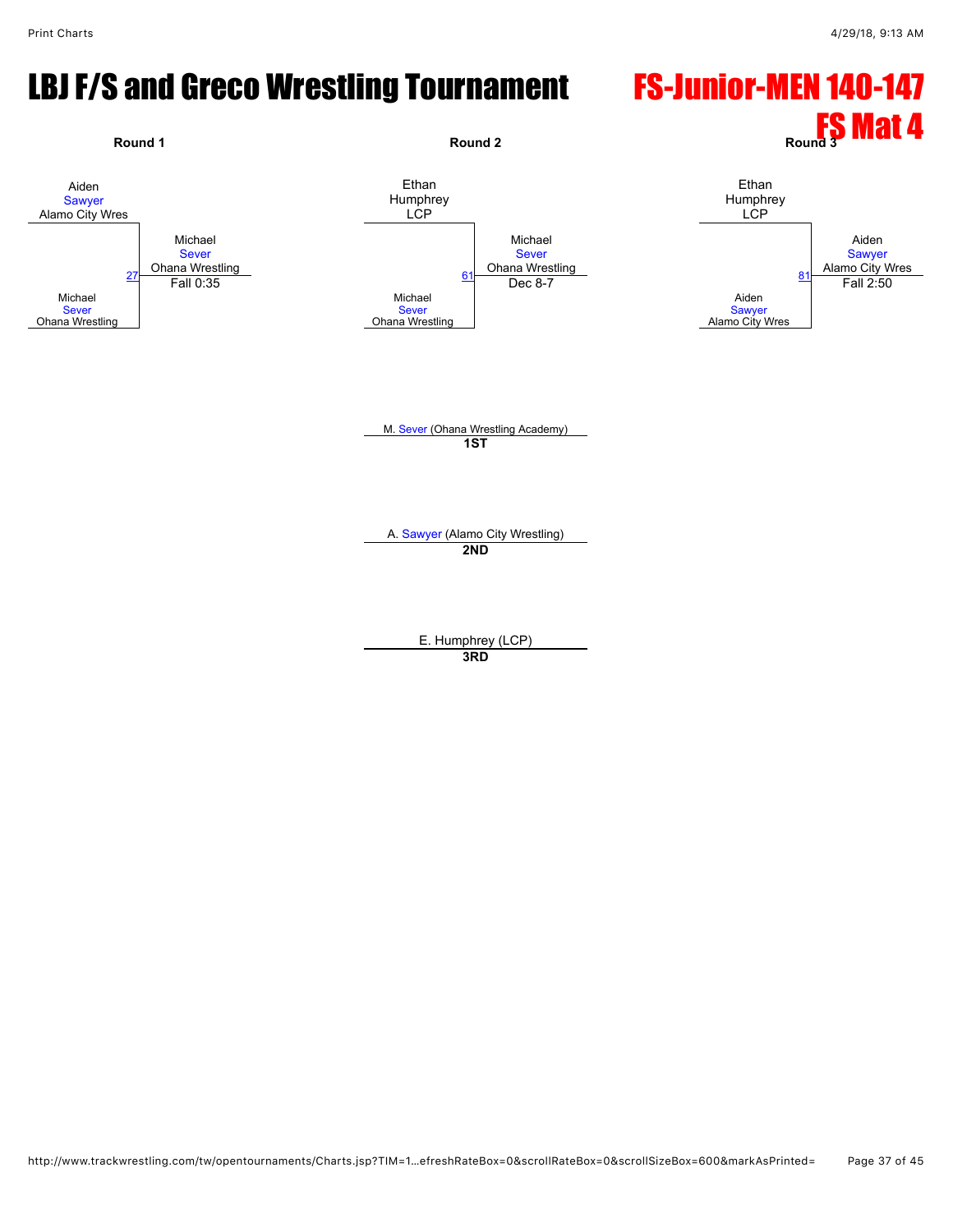# LBJ F/S and Greco Wrestling Tournament

## FS-Junior-MEN 140-147

## FS Mat 4

### Round 1

Aiden Sawyer, Alamo City Wres
vs.
Michael Sever, Ohana Wrestling

Bout 27 — Winner: Michael Sever, Ohana Wrestling — Fall 0:35

### Round 2

Ethan Humphrey, LCP
vs.
Michael Sever, Ohana Wrestling

Bout 61 — Winner: Michael Sever, Ohana Wrestling — Dec 8-7

### Round 3

Ethan Humphrey, LCP
vs.
Aiden Sawyer, Alamo City Wres

Bout 81 — Winner: Aiden Sawyer, Alamo City Wres — Fall 2:50

---

M. Sever (Ohana Wrestling Academy)
**1ST**

A. Sawyer (Alamo City Wrestling)
**2ND**

E. Humphrey (LCP)
**3RD**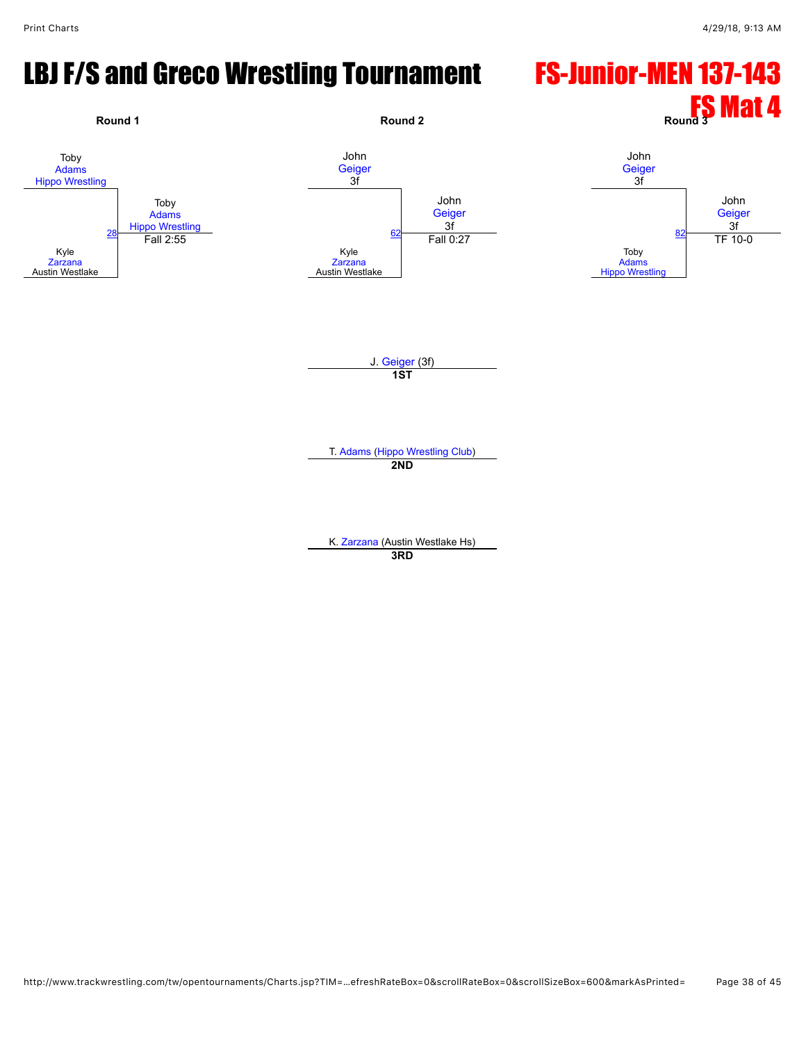# LBJ F/S and Greco Wrestling Tournament

## FS-Junior-MEN 137-143

## FS Mat 4

**Round 1**

Toby Adams, Hippo Wrestling
vs.
Kyle Zarzana, Austin Westlake

Bout 28: Toby Adams, Hippo Wrestling — Fall 2:55

**Round 2**

John Geiger, 3f
vs.
Kyle Zarzana, Austin Westlake

Bout 62: John Geiger, 3f — Fall 0:27

**Round 3**

John Geiger, 3f
vs.
Toby Adams, Hippo Wrestling

Bout 82: John Geiger, 3f — TF 10-0

**Placements**

J. Geiger (3f)
**1ST**

T. Adams (Hippo Wrestling Club)
**2ND**

K. Zarzana (Austin Westlake Hs)
**3RD**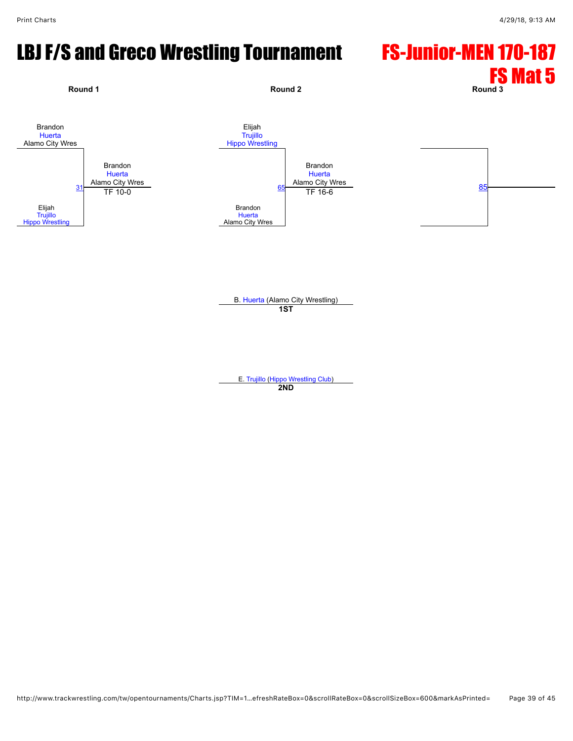# LBJ F/S and Greco Wrestling Tournament

## FS-Junior-MEN 170-187
## FS Mat 5

**Round 1**

Brandon Huerta, Alamo City Wres
vs.
Elijah Trujillo, Hippo Wrestling

Match 31: Brandon Huerta, Alamo City Wres — TF 10-0

**Round 2**

Elijah Trujillo, Hippo Wrestling
vs.
Brandon Huerta, Alamo City Wres

Match 65: Brandon Huerta, Alamo City Wres — TF 16-6

**Round 3**

Match 85

---

B. Huerta (Alamo City Wrestling)
**1ST**

E. Trujillo (Hippo Wrestling Club)
**2ND**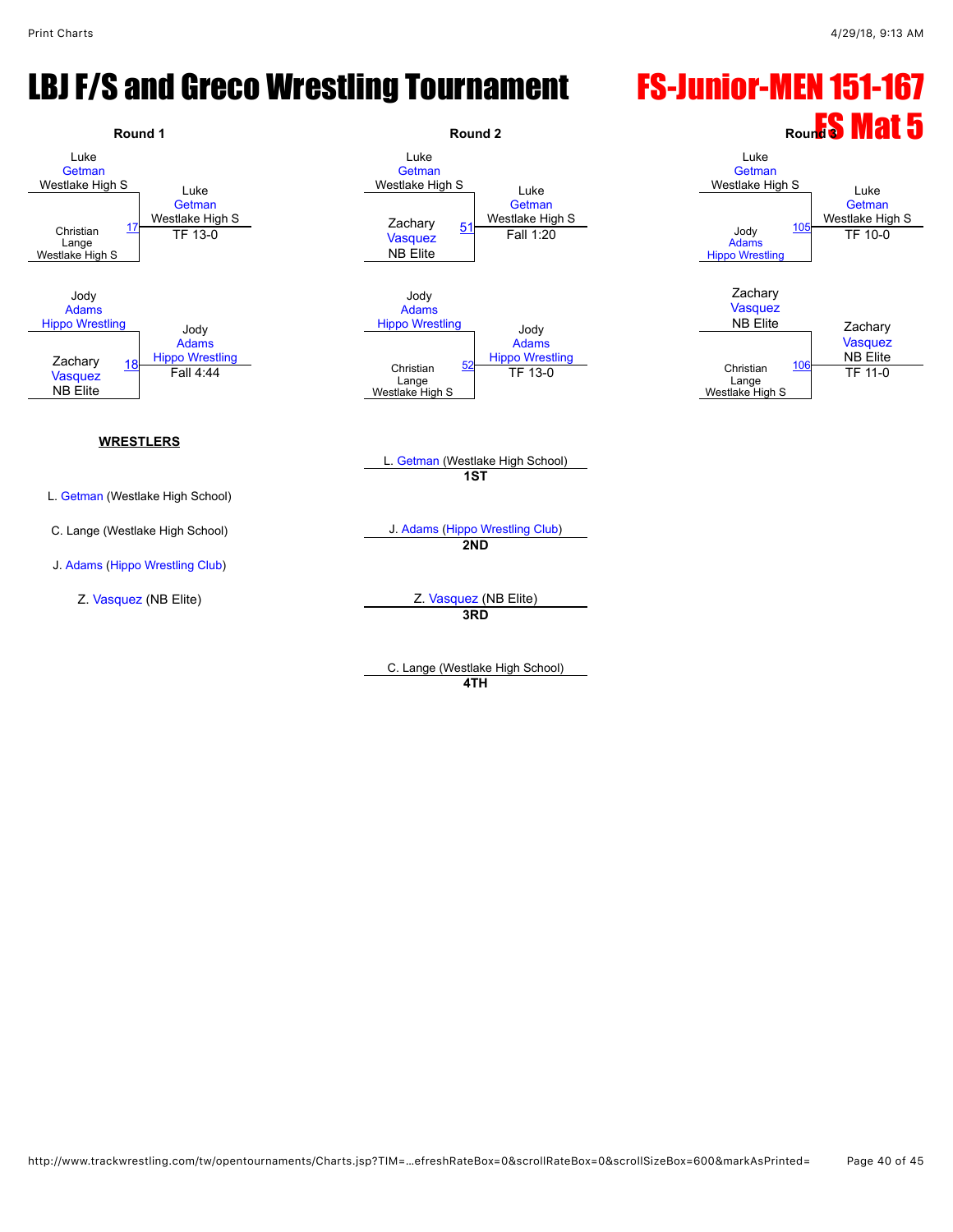# LBJ F/S and Greco Wrestling Tournament

## FS-Junior-MEN 151-167

## FS Mat 5

### Round 1

| Match | Wrestler 1 | Wrestler 2 | Winner | Result |
|---|---|---|---|---|
| 17 | Luke Getman, Westlake High S | Christian Lange, Westlake High S | Luke Getman, Westlake High S | TF 13-0 |
| 18 | Jody Adams, Hippo Wrestling | Zachary Vasquez, NB Elite | Jody Adams, Hippo Wrestling | Fall 4:44 |

### Round 2

| Match | Wrestler 1 | Wrestler 2 | Winner | Result |
|---|---|---|---|---|
| 51 | Luke Getman, Westlake High S | Zachary Vasquez, NB Elite | Luke Getman, Westlake High S | Fall 1:20 |
| 52 | Jody Adams, Hippo Wrestling | Christian Lange, Westlake High S | Jody Adams, Hippo Wrestling | TF 13-0 |

### Round 3

| Match | Wrestler 1 | Wrestler 2 | Winner | Result |
|---|---|---|---|---|
| 105 | Luke Getman, Westlake High S | Jody Adams, Hippo Wrestling | Luke Getman, Westlake High S | TF 10-0 |
| 106 | Zachary Vasquez, NB Elite | Christian Lange, Westlake High S | Zachary Vasquez, NB Elite | TF 11-0 |

**WRESTLERS**

L. Getman (Westlake High School)

C. Lange (Westlake High School)

J. Adams (Hippo Wrestling Club)

Z. Vasquez (NB Elite)

**Placements**

L. Getman (Westlake High School) — **1ST**

J. Adams (Hippo Wrestling Club) — **2ND**

Z. Vasquez (NB Elite) — **3RD**

C. Lange (Westlake High School) — **4TH**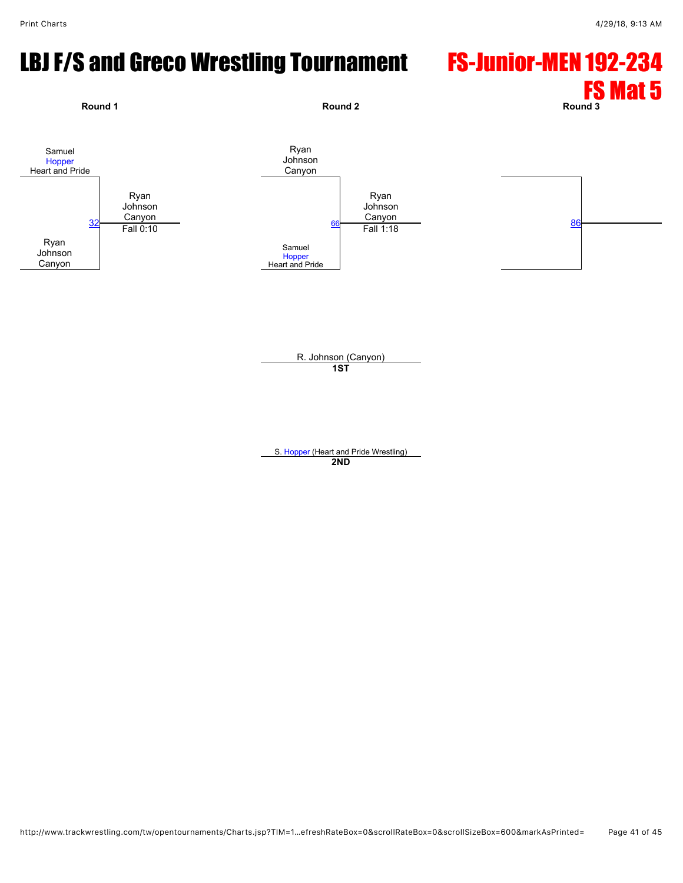# LBJ F/S and Greco Wrestling Tournament

## FS-Junior-MEN 192-234
## FS Mat 5

**Round 1**

Samuel Hopper Heart and Pride

32

Ryan Johnson Canyon

Ryan Johnson Canyon
Fall 0:10

**Round 2**

Ryan Johnson Canyon

66

Samuel Hopper Heart and Pride

Ryan Johnson Canyon
Fall 1:18

**Round 3**

86

R. Johnson (Canyon)
**1ST**

S. Hopper (Heart and Pride Wrestling)
**2ND**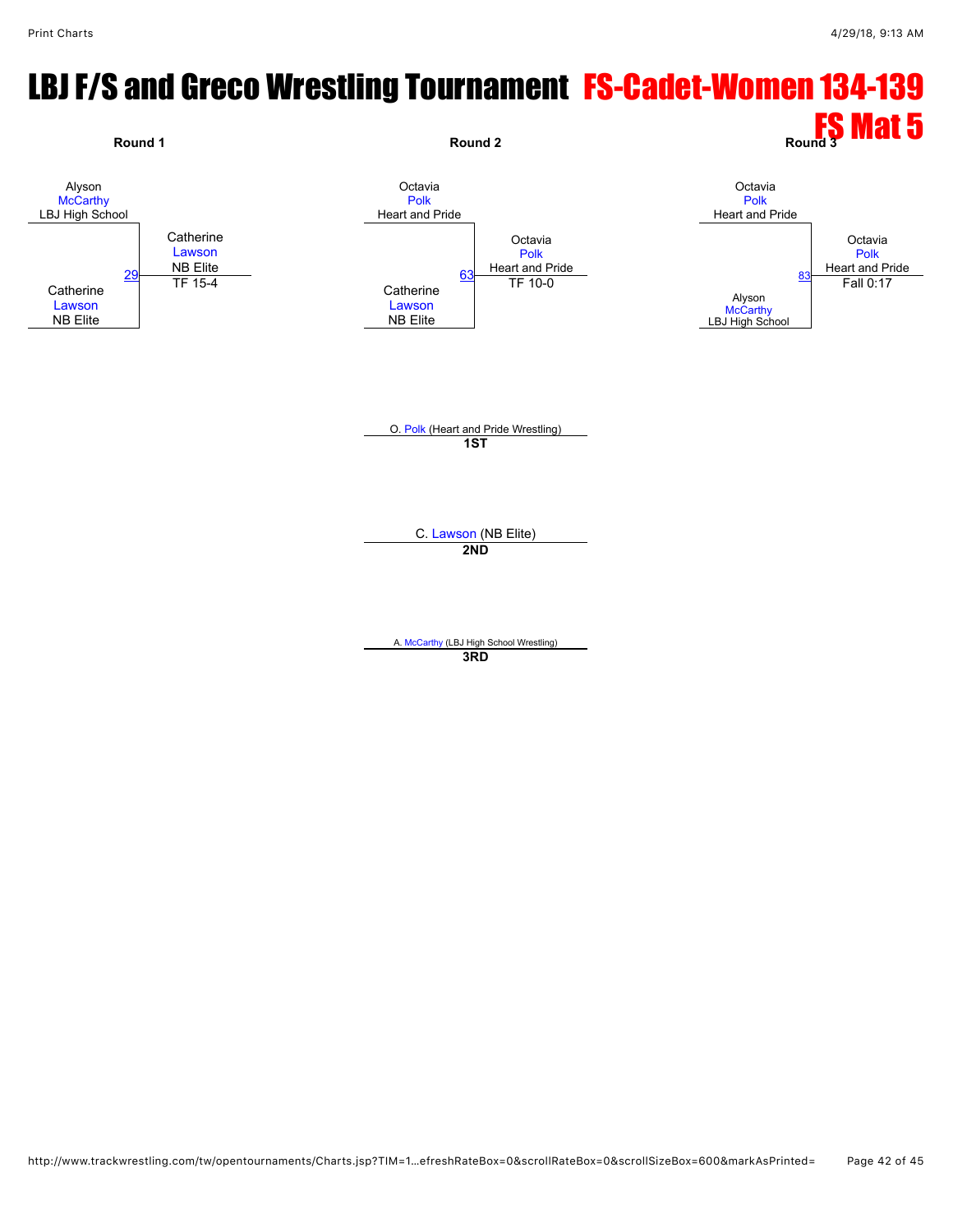# LBJ F/S and Greco Wrestling Tournament FS-Cadet-Women 134-139

## FS Mat 5

**Round 1**

Alyson McCarthy, LBJ High School
vs.
Catherine Lawson, NB Elite

Match 29: Catherine Lawson, NB Elite — TF 15-4

**Round 2**

Octavia Polk, Heart and Pride
vs.
Catherine Lawson, NB Elite

Match 63: Octavia Polk, Heart and Pride — TF 10-0

**Round 3**

Octavia Polk, Heart and Pride
vs.
Alyson McCarthy, LBJ High School

Match 83: Octavia Polk, Heart and Pride — Fall 0:17

O. Polk (Heart and Pride Wrestling)
**1ST**

C. Lawson (NB Elite)
**2ND**

A. McCarthy (LBJ High School Wrestling)
**3RD**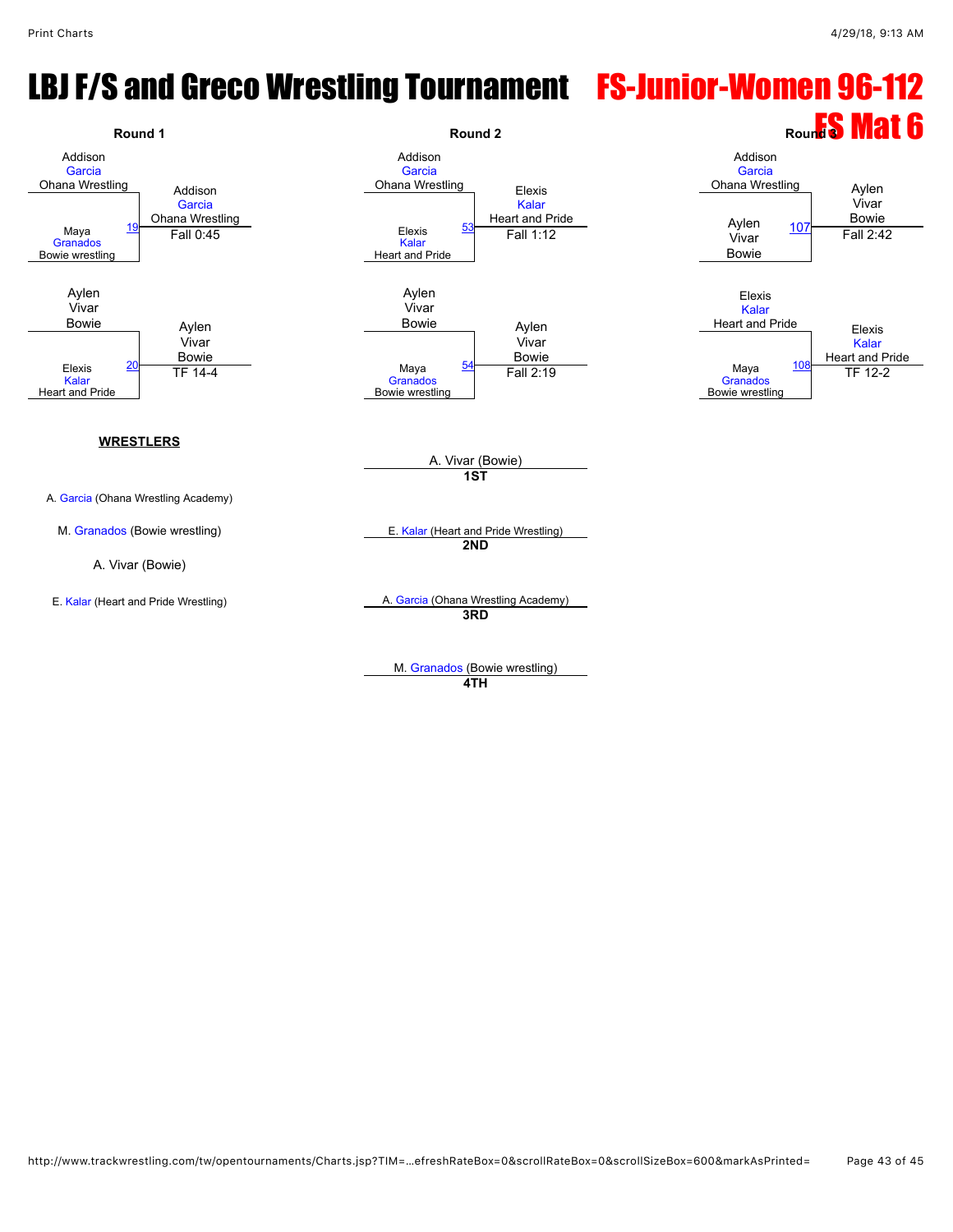# LBJ F/S and Greco Wrestling Tournament

# FS-Junior-Women 96-112

## FS Mat 6

### Round 1

| Match | Wrestler 1 | Wrestler 2 | Winner | Result |
|---|---|---|---|---|
| 19 | Addison Garcia, Ohana Wrestling | Maya Granados, Bowie wrestling | Addison Garcia, Ohana Wrestling | Fall 0:45 |
| 20 | Aylen Vivar, Bowie | Elexis Kalar, Heart and Pride | Aylen Vivar, Bowie | TF 14-4 |

### Round 2

| Match | Wrestler 1 | Wrestler 2 | Winner | Result |
|---|---|---|---|---|
| 53 | Addison Garcia, Ohana Wrestling | Elexis Kalar, Heart and Pride | Elexis Kalar, Heart and Pride | Fall 1:12 |
| 54 | Aylen Vivar, Bowie | Maya Granados, Bowie wrestling | Aylen Vivar, Bowie | Fall 2:19 |

### Round 3

| Match | Wrestler 1 | Wrestler 2 | Winner | Result |
|---|---|---|---|---|
| 107 | Addison Garcia, Ohana Wrestling | Aylen Vivar, Bowie | Aylen Vivar, Bowie | Fall 2:42 |
| 108 | Elexis Kalar, Heart and Pride | Maya Granados, Bowie wrestling | Elexis Kalar, Heart and Pride | TF 12-2 |

### WRESTLERS

- A. Garcia (Ohana Wrestling Academy)
- M. Granados (Bowie wrestling)
- A. Vivar (Bowie)
- E. Kalar (Heart and Pride Wrestling)

### Placements

| Place | Wrestler |
|---|---|
| 1ST | A. Vivar (Bowie) |
| 2ND | E. Kalar (Heart and Pride Wrestling) |
| 3RD | A. Garcia (Ohana Wrestling Academy) |
| 4TH | M. Granados (Bowie wrestling) |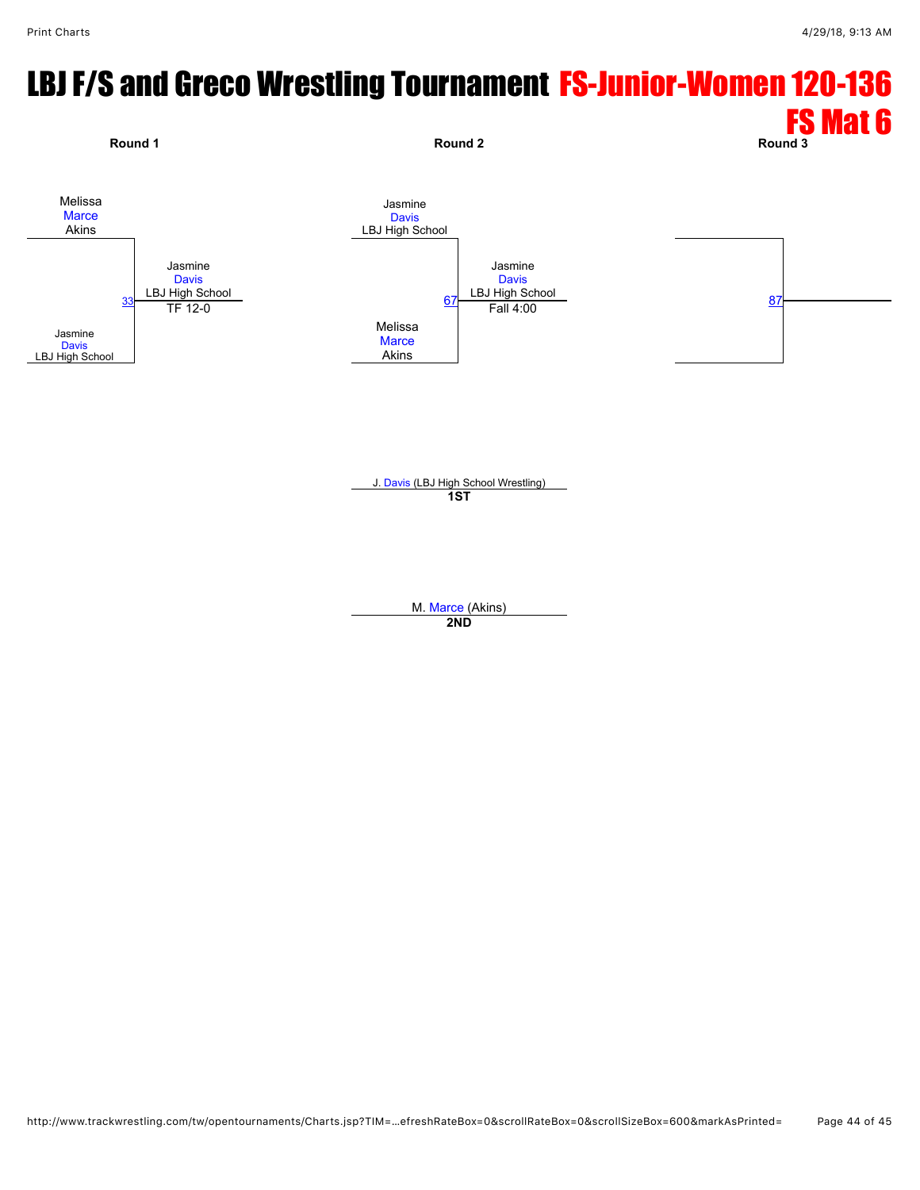# LBJ F/S and Greco Wrestling Tournament FS-Junior-Women 120-136 FS Mat 6

**Round 1**

Melissa Marce Akins

Jasmine Davis LBJ High School

33 — Jasmine Davis LBJ High School — TF 12-0

**Round 2**

Jasmine Davis LBJ High School

Melissa Marce Akins

67 — Jasmine Davis LBJ High School — Fall 4:00

**Round 3**

87

J. Davis (LBJ High School Wrestling)
**1ST**

M. Marce (Akins)
**2ND**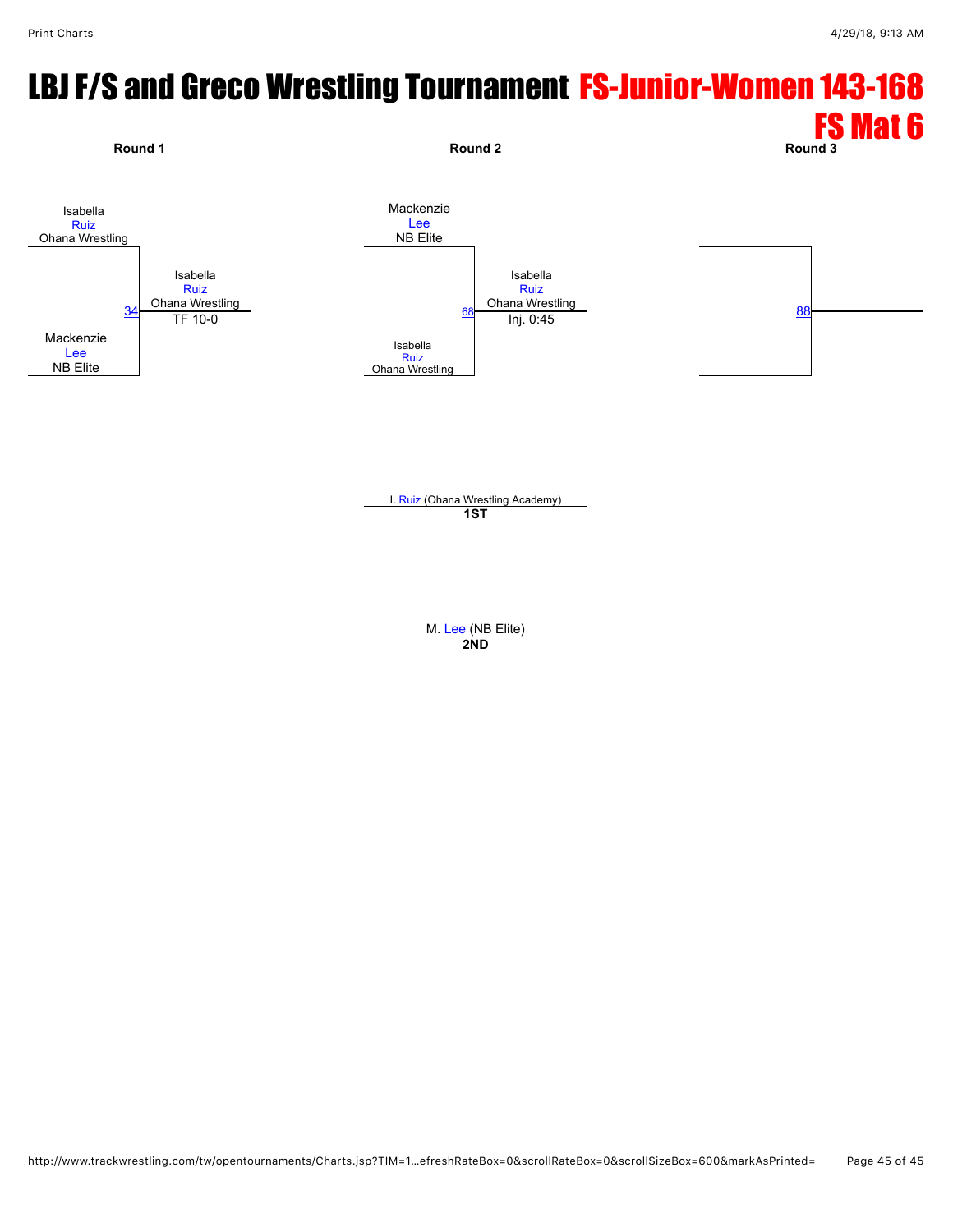# LBJ F/S and Greco Wrestling Tournament FS-Junior-Women 143-168

## FS Mat 6

**Round 1**

Isabella Ruiz, Ohana Wrestling

34

Mackenzie Lee, NB Elite

Isabella Ruiz, Ohana Wrestling — TF 10-0

**Round 2**

Mackenzie Lee, NB Elite

68

Isabella Ruiz, Ohana Wrestling

Isabella Ruiz, Ohana Wrestling — Inj. 0:45

**Round 3**

88

I. Ruiz (Ohana Wrestling Academy)
**1ST**

M. Lee (NB Elite)
**2ND**